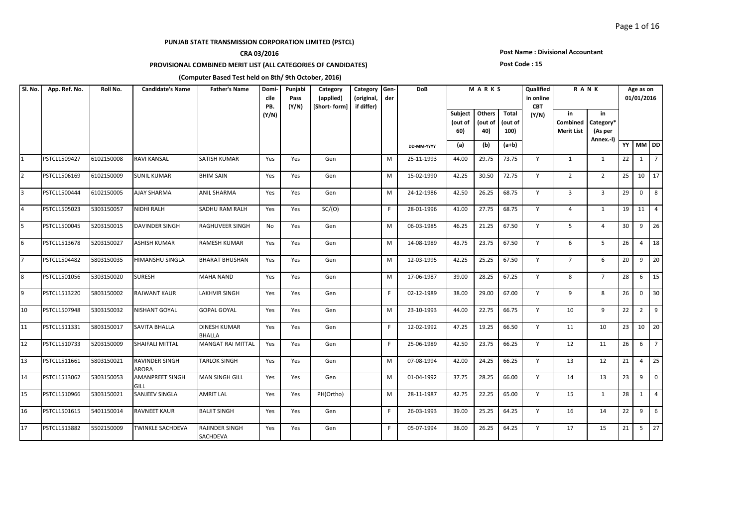**PUNJAB STATE TRANSMISSION CORPORATION LIMITED (PSTCL)**

**CRA 03/2016**

**PROVISIONAL COMBINED MERIT LIST (ALL CATEGORIES OF CANDIDATES)**

**(Computer Based Test held on 8th/ 9th October, 2016)**

**Post Name : Divisional Accountant**

**Post Code : 15**

| Sl. No. | App. Ref. No. | Roll No. | Candidate's Name | Father's Name | Domicile PB. (Y/N) | Punjabi Pass (Y/N) | Category (applied) [Short- form] | Category (original, if differ) | Gender | DoB | MARKS | | | Qualified in online CBT (Y/N) | RANK | | Age as on 01/01/2016 | | |
|---|---|---|---|---|---|---|---|---|---|---|---|---|---|---|---|---|---|---|---|
| | | | | | | | | | | | Subject (out of 60) | Others (out of 40) | Total (out of 100) | | in Combined Merit List | in Category* (As per Annex.-I) | | | |
| | | | | | | | | | | DD-MM-YYYY | (a) | (b) | (a+b) | | | | YY | MM | DD |
| 1 | PSTCL1509427 | 6102150008 | RAVI KANSAL | SATISH KUMAR | Yes | Yes | Gen | | M | 25-11-1993 | 44.00 | 29.75 | 73.75 | Y | 1 | 1 | 22 | 1 | 7 |
| 2 | PSTCL1506169 | 6102150009 | SUNIL KUMAR | BHIM SAIN | Yes | Yes | Gen | | M | 15-02-1990 | 42.25 | 30.50 | 72.75 | Y | 2 | 2 | 25 | 10 | 17 |
| 3 | PSTCL1500444 | 6102150005 | AJAY SHARMA | ANIL SHARMA | Yes | Yes | Gen | | M | 24-12-1986 | 42.50 | 26.25 | 68.75 | Y | 3 | 3 | 29 | 0 | 8 |
| 4 | PSTCL1505023 | 5303150057 | NIDHI RALH | SADHU RAM RALH | Yes | Yes | SC/(O) | | F | 28-01-1996 | 41.00 | 27.75 | 68.75 | Y | 4 | 1 | 19 | 11 | 4 |
| 5 | PSTCL1500045 | 5203150015 | DAVINDER SINGH | RAGHUVEER SINGH | No | Yes | Gen | | M | 06-03-1985 | 46.25 | 21.25 | 67.50 | Y | 5 | 4 | 30 | 9 | 26 |
| 6 | PSTCL1513678 | 5203150027 | ASHISH KUMAR | RAMESH KUMAR | Yes | Yes | Gen | | M | 14-08-1989 | 43.75 | 23.75 | 67.50 | Y | 6 | 5 | 26 | 4 | 18 |
| 7 | PSTCL1504482 | 5803150035 | HIMANSHU SINGLA | BHARAT BHUSHAN | Yes | Yes | Gen | | M | 12-03-1995 | 42.25 | 25.25 | 67.50 | Y | 7 | 6 | 20 | 9 | 20 |
| 8 | PSTCL1501056 | 5303150020 | SURESH | MAHA NAND | Yes | Yes | Gen | | M | 17-06-1987 | 39.00 | 28.25 | 67.25 | Y | 8 | 7 | 28 | 6 | 15 |
| 9 | PSTCL1513220 | 5803150002 | RAJWANT KAUR | LAKHVIR SINGH | Yes | Yes | Gen | | F | 02-12-1989 | 38.00 | 29.00 | 67.00 | Y | 9 | 8 | 26 | 0 | 30 |
| 10 | PSTCL1507948 | 5303150032 | NISHANT GOYAL | GOPAL GOYAL | Yes | Yes | Gen | | M | 23-10-1993 | 44.00 | 22.75 | 66.75 | Y | 10 | 9 | 22 | 2 | 9 |
| 11 | PSTCL1511331 | 5803150017 | SAVITA BHALLA | DINESH KUMAR BHALLA | Yes | Yes | Gen | | F | 12-02-1992 | 47.25 | 19.25 | 66.50 | Y | 11 | 10 | 23 | 10 | 20 |
| 12 | PSTCL1510733 | 5203150009 | SHAIFALI MITTAL | MANGAT RAI MITTAL | Yes | Yes | Gen | | F | 25-06-1989 | 42.50 | 23.75 | 66.25 | Y | 12 | 11 | 26 | 6 | 7 |
| 13 | PSTCL1511661 | 5803150021 | RAVINDER SINGH ARORA | TARLOK SINGH | Yes | Yes | Gen | | M | 07-08-1994 | 42.00 | 24.25 | 66.25 | Y | 13 | 12 | 21 | 4 | 25 |
| 14 | PSTCL1513062 | 5303150053 | AMANPREET SINGH GILL | MAN SINGH GILL | Yes | Yes | Gen | | M | 01-04-1992 | 37.75 | 28.25 | 66.00 | Y | 14 | 13 | 23 | 9 | 0 |
| 15 | PSTCL1510966 | 5303150021 | SANJEEV SINGLA | AMRIT LAL | Yes | Yes | PH(Ortho) | | M | 28-11-1987 | 42.75 | 22.25 | 65.00 | Y | 15 | 1 | 28 | 1 | 4 |
| 16 | PSTCL1501615 | 5401150014 | RAVNEET KAUR | BALJIT SINGH | Yes | Yes | Gen | | F | 26-03-1993 | 39.00 | 25.25 | 64.25 | Y | 16 | 14 | 22 | 9 | 6 |
| 17 | PSTCL1513882 | 5502150009 | TWINKLE SACHDEVA | RAJINDER SINGH SACHDEVA | Yes | Yes | Gen | | F | 05-07-1994 | 38.00 | 26.25 | 64.25 | Y | 17 | 15 | 21 | 5 | 27 |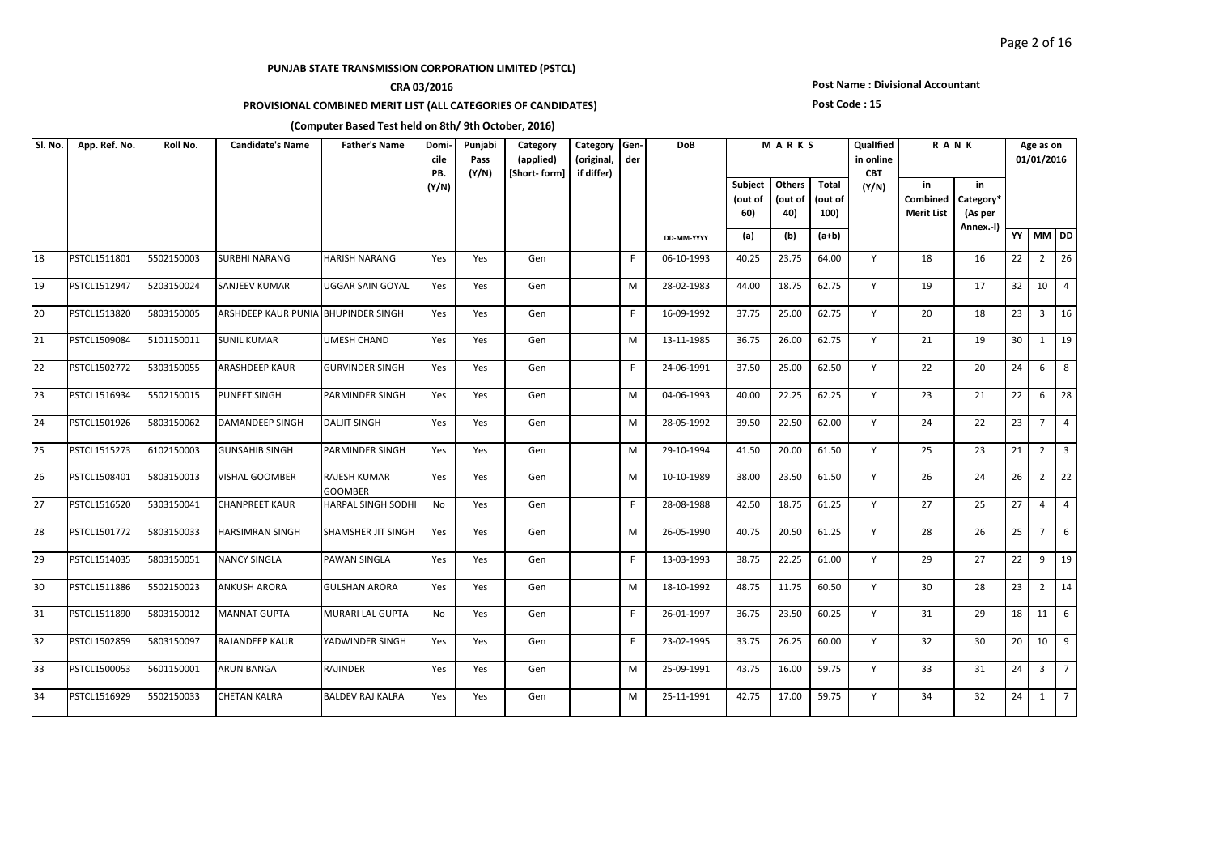**PUNJAB STATE TRANSMISSION CORPORATION LIMITED (PSTCL)**

**CRA 03/2016**

**PROVISIONAL COMBINED MERIT LIST (ALL CATEGORIES OF CANDIDATES)**

**(Computer Based Test held on 8th/ 9th October, 2016)**

**Post Name : Divisional Accountant**

**Post Code : 15**

| Sl. No. | App. Ref. No. | Roll No. | Candidate's Name | Father's Name | Domicile PB. (Y/N) | Punjabi Pass (Y/N) | Category (applied) [Short- form] | Category (original, if differ) | Gender | DoB | MARKS | | | Quallfied in online CBT (Y/N) | RANK | | Age as on 01/01/2016 | | |
|---|---|---|---|---|---|---|---|---|---|---|---|---|---|---|---|---|---|---|---|
| | | | | | | | | | | | Subject (out of 60) | Others (out of 40) | Total (out of 100) | | in Combined Merit List | in Category* (As per Annex.-I) | | | |
| | | | | | | | | | | DD-MM-YYYY | (a) | (b) | (a+b) | | | | YY | MM | DD |
| 18 | PSTCL1511801 | 5502150003 | SURBHI NARANG | HARISH NARANG | Yes | Yes | Gen | | F | 06-10-1993 | 40.25 | 23.75 | 64.00 | Y | 18 | 16 | 22 | 2 | 26 |
| 19 | PSTCL1512947 | 5203150024 | SANJEEV KUMAR | UGGAR SAIN GOYAL | Yes | Yes | Gen | | M | 28-02-1983 | 44.00 | 18.75 | 62.75 | Y | 19 | 17 | 32 | 10 | 4 |
| 20 | PSTCL1513820 | 5803150005 | ARSHDEEP KAUR PUNIA | BHUPINDER SINGH | Yes | Yes | Gen | | F | 16-09-1992 | 37.75 | 25.00 | 62.75 | Y | 20 | 18 | 23 | 3 | 16 |
| 21 | PSTCL1509084 | 5101150011 | SUNIL KUMAR | UMESH CHAND | Yes | Yes | Gen | | M | 13-11-1985 | 36.75 | 26.00 | 62.75 | Y | 21 | 19 | 30 | 1 | 19 |
| 22 | PSTCL1502772 | 5303150055 | ARASHDEEP KAUR | GURVINDER SINGH | Yes | Yes | Gen | | F | 24-06-1991 | 37.50 | 25.00 | 62.50 | Y | 22 | 20 | 24 | 6 | 8 |
| 23 | PSTCL1516934 | 5502150015 | PUNEET SINGH | PARMINDER SINGH | Yes | Yes | Gen | | M | 04-06-1993 | 40.00 | 22.25 | 62.25 | Y | 23 | 21 | 22 | 6 | 28 |
| 24 | PSTCL1501926 | 5803150062 | DAMANDEEP SINGH | DALJIT SINGH | Yes | Yes | Gen | | M | 28-05-1992 | 39.50 | 22.50 | 62.00 | Y | 24 | 22 | 23 | 7 | 4 |
| 25 | PSTCL1515273 | 6102150003 | GUNSAHIB SINGH | PARMINDER SINGH | Yes | Yes | Gen | | M | 29-10-1994 | 41.50 | 20.00 | 61.50 | Y | 25 | 23 | 21 | 2 | 3 |
| 26 | PSTCL1508401 | 5803150013 | VISHAL GOOMBER | RAJESH KUMAR GOOMBER | Yes | Yes | Gen | | M | 10-10-1989 | 38.00 | 23.50 | 61.50 | Y | 26 | 24 | 26 | 2 | 22 |
| 27 | PSTCL1516520 | 5303150041 | CHANPREET KAUR | HARPAL SINGH SODHI | No | Yes | Gen | | F | 28-08-1988 | 42.50 | 18.75 | 61.25 | Y | 27 | 25 | 27 | 4 | 4 |
| 28 | PSTCL1501772 | 5803150033 | HARSIMRAN SINGH | SHAMSHER JIT SINGH | Yes | Yes | Gen | | M | 26-05-1990 | 40.75 | 20.50 | 61.25 | Y | 28 | 26 | 25 | 7 | 6 |
| 29 | PSTCL1514035 | 5803150051 | NANCY SINGLA | PAWAN SINGLA | Yes | Yes | Gen | | F | 13-03-1993 | 38.75 | 22.25 | 61.00 | Y | 29 | 27 | 22 | 9 | 19 |
| 30 | PSTCL1511886 | 5502150023 | ANKUSH ARORA | GULSHAN ARORA | Yes | Yes | Gen | | M | 18-10-1992 | 48.75 | 11.75 | 60.50 | Y | 30 | 28 | 23 | 2 | 14 |
| 31 | PSTCL1511890 | 5803150012 | MANNAT GUPTA | MURARI LAL GUPTA | No | Yes | Gen | | F | 26-01-1997 | 36.75 | 23.50 | 60.25 | Y | 31 | 29 | 18 | 11 | 6 |
| 32 | PSTCL1502859 | 5803150097 | RAJANDEEP KAUR | YADWINDER SINGH | Yes | Yes | Gen | | F | 23-02-1995 | 33.75 | 26.25 | 60.00 | Y | 32 | 30 | 20 | 10 | 9 |
| 33 | PSTCL1500053 | 5601150001 | ARUN BANGA | RAJINDER | Yes | Yes | Gen | | M | 25-09-1991 | 43.75 | 16.00 | 59.75 | Y | 33 | 31 | 24 | 3 | 7 |
| 34 | PSTCL1516929 | 5502150033 | CHETAN KALRA | BALDEV RAJ KALRA | Yes | Yes | Gen | | M | 25-11-1991 | 42.75 | 17.00 | 59.75 | Y | 34 | 32 | 24 | 1 | 7 |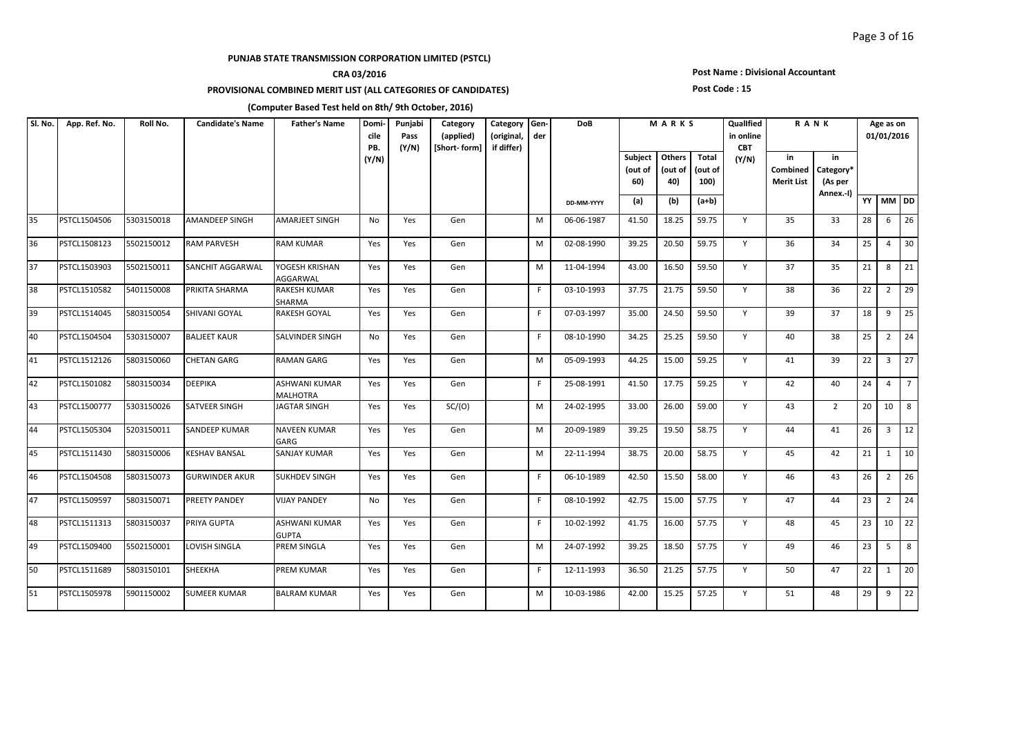**PUNJAB STATE TRANSMISSION CORPORATION LIMITED (PSTCL)**

**CRA 03/2016**

**PROVISIONAL COMBINED MERIT LIST (ALL CATEGORIES OF CANDIDATES)**

**(Computer Based Test held on 8th/ 9th October, 2016)**

**Post Name : Divisional Accountant**

**Post Code : 15**

| Sl. No. | App. Ref. No. | Roll No. | Candidate's Name | Father's Name | Domi-cile PB. (Y/N) | Punjabi Pass (Y/N) | Category (applied) [Short- form] | Category (original, if differ) | Gen-der | DoB | MARKS | | | Quallfied in online CBT (Y/N) | RANK | | Age as on 01/01/2016 | | |
|---|---|---|---|---|---|---|---|---|---|---|---|---|---|---|---|---|---|---|---|
| | | | | | | | | | | | Subject (out of 60) | Others (out of 40) | Total (out of 100) | | in Combined Merit List | in Category* (As per Annex.-I) | | | |
| | | | | | | | | | | DD-MM-YYYY | (a) | (b) | (a+b) | | | | YY | MM | DD |
| 35 | PSTCL1504506 | 5303150018 | AMANDEEP SINGH | AMARJEET SINGH | No | Yes | Gen | | M | 06-06-1987 | 41.50 | 18.25 | 59.75 | Y | 35 | 33 | 28 | 6 | 26 |
| 36 | PSTCL1508123 | 5502150012 | RAM PARVESH | RAM KUMAR | Yes | Yes | Gen | | M | 02-08-1990 | 39.25 | 20.50 | 59.75 | Y | 36 | 34 | 25 | 4 | 30 |
| 37 | PSTCL1503903 | 5502150011 | SANCHIT AGGARWAL | YOGESH KRISHAN AGGARWAL | Yes | Yes | Gen | | M | 11-04-1994 | 43.00 | 16.50 | 59.50 | Y | 37 | 35 | 21 | 8 | 21 |
| 38 | PSTCL1510582 | 5401150008 | PRIKITA SHARMA | RAKESH KUMAR SHARMA | Yes | Yes | Gen | | F | 03-10-1993 | 37.75 | 21.75 | 59.50 | Y | 38 | 36 | 22 | 2 | 29 |
| 39 | PSTCL1514045 | 5803150054 | SHIVANI GOYAL | RAKESH GOYAL | Yes | Yes | Gen | | F | 07-03-1997 | 35.00 | 24.50 | 59.50 | Y | 39 | 37 | 18 | 9 | 25 |
| 40 | PSTCL1504504 | 5303150007 | BALJEET KAUR | SALVINDER SINGH | No | Yes | Gen | | F | 08-10-1990 | 34.25 | 25.25 | 59.50 | Y | 40 | 38 | 25 | 2 | 24 |
| 41 | PSTCL1512126 | 5803150060 | CHETAN GARG | RAMAN GARG | Yes | Yes | Gen | | M | 05-09-1993 | 44.25 | 15.00 | 59.25 | Y | 41 | 39 | 22 | 3 | 27 |
| 42 | PSTCL1501082 | 5803150034 | DEEPIKA | ASHWANI KUMAR MALHOTRA | Yes | Yes | Gen | | F | 25-08-1991 | 41.50 | 17.75 | 59.25 | Y | 42 | 40 | 24 | 4 | 7 |
| 43 | PSTCL1500777 | 5303150026 | SATVEER SINGH | JAGTAR SINGH | Yes | Yes | SC/(O) | | M | 24-02-1995 | 33.00 | 26.00 | 59.00 | Y | 43 | 2 | 20 | 10 | 8 |
| 44 | PSTCL1505304 | 5203150011 | SANDEEP KUMAR | NAVEEN KUMAR GARG | Yes | Yes | Gen | | M | 20-09-1989 | 39.25 | 19.50 | 58.75 | Y | 44 | 41 | 26 | 3 | 12 |
| 45 | PSTCL1511430 | 5803150006 | KESHAV BANSAL | SANJAY KUMAR | Yes | Yes | Gen | | M | 22-11-1994 | 38.75 | 20.00 | 58.75 | Y | 45 | 42 | 21 | 1 | 10 |
| 46 | PSTCL1504508 | 5803150073 | GURWINDER AKUR | SUKHDEV SINGH | Yes | Yes | Gen | | F | 06-10-1989 | 42.50 | 15.50 | 58.00 | Y | 46 | 43 | 26 | 2 | 26 |
| 47 | PSTCL1509597 | 5803150071 | PREETY PANDEY | VIJAY PANDEY | No | Yes | Gen | | F | 08-10-1992 | 42.75 | 15.00 | 57.75 | Y | 47 | 44 | 23 | 2 | 24 |
| 48 | PSTCL1511313 | 5803150037 | PRIYA GUPTA | ASHWANI KUMAR GUPTA | Yes | Yes | Gen | | F | 10-02-1992 | 41.75 | 16.00 | 57.75 | Y | 48 | 45 | 23 | 10 | 22 |
| 49 | PSTCL1509400 | 5502150001 | LOVISH SINGLA | PREM SINGLA | Yes | Yes | Gen | | M | 24-07-1992 | 39.25 | 18.50 | 57.75 | Y | 49 | 46 | 23 | 5 | 8 |
| 50 | PSTCL1511689 | 5803150101 | SHEEKHA | PREM KUMAR | Yes | Yes | Gen | | F | 12-11-1993 | 36.50 | 21.25 | 57.75 | Y | 50 | 47 | 22 | 1 | 20 |
| 51 | PSTCL1505978 | 5901150002 | SUMEER KUMAR | BALRAM KUMAR | Yes | Yes | Gen | | M | 10-03-1986 | 42.00 | 15.25 | 57.25 | Y | 51 | 48 | 29 | 9 | 22 |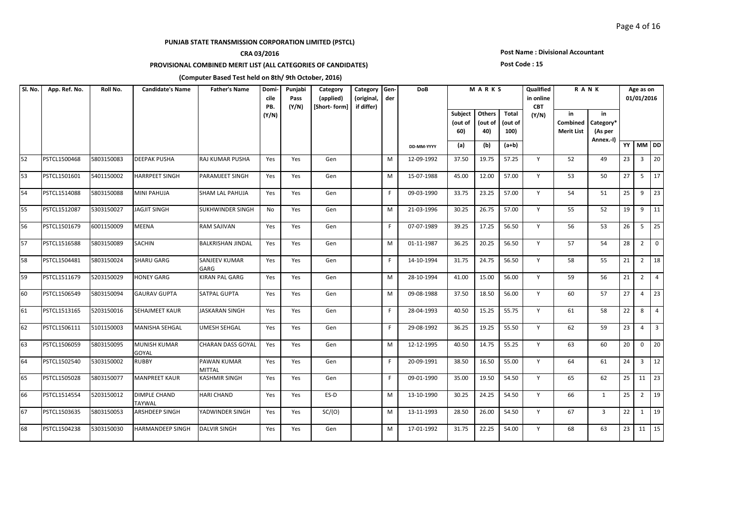**PUNJAB STATE TRANSMISSION CORPORATION LIMITED (PSTCL)**

**CRA 03/2016**

**PROVISIONAL COMBINED MERIT LIST (ALL CATEGORIES OF CANDIDATES)**

**(Computer Based Test held on 8th/ 9th October, 2016)**

**Post Name : Divisional Accountant**

**Post Code : 15**

| Sl. No. | App. Ref. No. | Roll No. | Candidate's Name | Father's Name | Domicile PB. (Y/N) | Punjabi Pass (Y/N) | Category (applied) [Short- form] | Category (original, if differ) | Gender | DoB | MARKS | | | Qualified in online CBT (Y/N) | RANK | | Age as on 01/01/2016 | | |
|---|---|---|---|---|---|---|---|---|---|---|---|---|---|---|---|---|---|---|---|
| | | | | | | | | | | | Subject (out of 60) | Others (out of 40) | Total (out of 100) | | in Combined Merit List | in Category* (As per Annex.-I) | | | |
| | | | | | | | | | | DD-MM-YYYY | (a) | (b) | (a+b) | | | | YY | MM | DD |
| 52 | PSTCL1500468 | 5803150083 | DEEPAK PUSHA | RAJ KUMAR PUSHA | Yes | Yes | Gen | | M | 12-09-1992 | 37.50 | 19.75 | 57.25 | Y | 52 | 49 | 23 | 3 | 20 |
| 53 | PSTCL1501601 | 5401150002 | HARRPEET SINGH | PARAMJEET SINGH | Yes | Yes | Gen | | M | 15-07-1988 | 45.00 | 12.00 | 57.00 | Y | 53 | 50 | 27 | 5 | 17 |
| 54 | PSTCL1514088 | 5803150088 | MINI PAHUJA | SHAM LAL PAHUJA | Yes | Yes | Gen | | F | 09-03-1990 | 33.75 | 23.25 | 57.00 | Y | 54 | 51 | 25 | 9 | 23 |
| 55 | PSTCL1512087 | 5303150027 | JAGJIT SINGH | SUKHWINDER SINGH | No | Yes | Gen | | M | 21-03-1996 | 30.25 | 26.75 | 57.00 | Y | 55 | 52 | 19 | 9 | 11 |
| 56 | PSTCL1501679 | 6001150009 | MEENA | RAM SAJIVAN | Yes | Yes | Gen | | F | 07-07-1989 | 39.25 | 17.25 | 56.50 | Y | 56 | 53 | 26 | 5 | 25 |
| 57 | PSTCL1516588 | 5803150089 | SACHIN | BALKRISHAN JINDAL | Yes | Yes | Gen | | M | 01-11-1987 | 36.25 | 20.25 | 56.50 | Y | 57 | 54 | 28 | 2 | 0 |
| 58 | PSTCL1504481 | 5803150024 | SHARU GARG | SANJEEV KUMAR GARG | Yes | Yes | Gen | | F | 14-10-1994 | 31.75 | 24.75 | 56.50 | Y | 58 | 55 | 21 | 2 | 18 |
| 59 | PSTCL1511679 | 5203150029 | HONEY GARG | KIRAN PAL GARG | Yes | Yes | Gen | | M | 28-10-1994 | 41.00 | 15.00 | 56.00 | Y | 59 | 56 | 21 | 2 | 4 |
| 60 | PSTCL1506549 | 5803150094 | GAURAV GUPTA | SATPAL GUPTA | Yes | Yes | Gen | | M | 09-08-1988 | 37.50 | 18.50 | 56.00 | Y | 60 | 57 | 27 | 4 | 23 |
| 61 | PSTCL1513165 | 5203150016 | SEHAJMEET KAUR | JASKARAN SINGH | Yes | Yes | Gen | | F | 28-04-1993 | 40.50 | 15.25 | 55.75 | Y | 61 | 58 | 22 | 8 | 4 |
| 62 | PSTCL1506111 | 5101150003 | MANISHA SEHGAL | UMESH SEHGAL | Yes | Yes | Gen | | F | 29-08-1992 | 36.25 | 19.25 | 55.50 | Y | 62 | 59 | 23 | 4 | 3 |
| 63 | PSTCL1506059 | 5803150095 | MUNISH KUMAR GOYAL | CHARAN DASS GOYAL | Yes | Yes | Gen | | M | 12-12-1995 | 40.50 | 14.75 | 55.25 | Y | 63 | 60 | 20 | 0 | 20 |
| 64 | PSTCL1502540 | 5303150002 | RUBBY | PAWAN KUMAR MITTAL | Yes | Yes | Gen | | F | 20-09-1991 | 38.50 | 16.50 | 55.00 | Y | 64 | 61 | 24 | 3 | 12 |
| 65 | PSTCL1505028 | 5803150077 | MANPREET KAUR | KASHMIR SINGH | Yes | Yes | Gen | | F | 09-01-1990 | 35.00 | 19.50 | 54.50 | Y | 65 | 62 | 25 | 11 | 23 |
| 66 | PSTCL1514554 | 5203150012 | DIMPLE CHAND TAYWAL | HARI CHAND | Yes | Yes | ES-D | | M | 13-10-1990 | 30.25 | 24.25 | 54.50 | Y | 66 | 1 | 25 | 2 | 19 |
| 67 | PSTCL1503635 | 5803150053 | ARSHDEEP SINGH | YADWINDER SINGH | Yes | Yes | SC/(O) | | M | 13-11-1993 | 28.50 | 26.00 | 54.50 | Y | 67 | 3 | 22 | 1 | 19 |
| 68 | PSTCL1504238 | 5303150030 | HARMANDEEP SINGH | DALVIR SINGH | Yes | Yes | Gen | | M | 17-01-1992 | 31.75 | 22.25 | 54.00 | Y | 68 | 63 | 23 | 11 | 15 |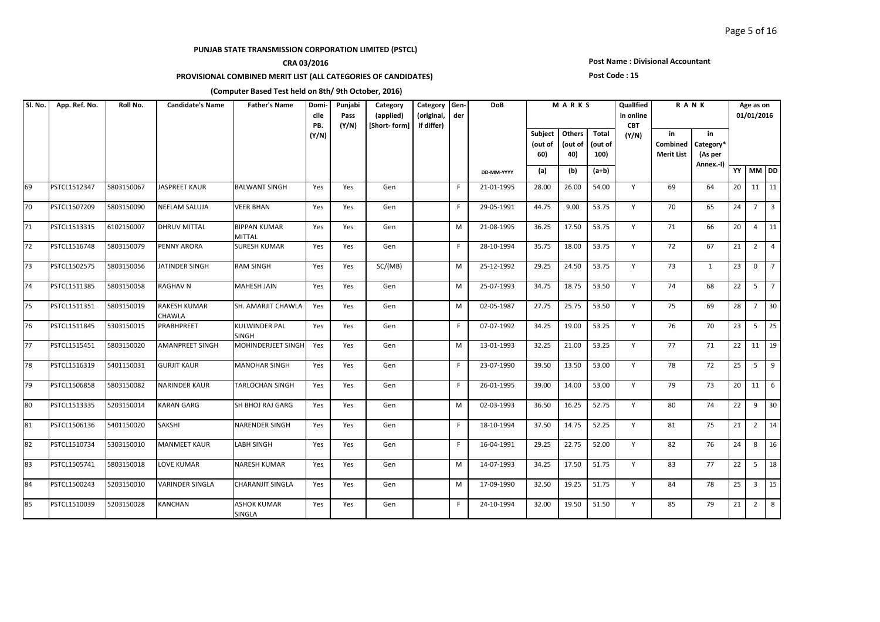**PUNJAB STATE TRANSMISSION CORPORATION LIMITED (PSTCL)**

**CRA 03/2016**

**PROVISIONAL COMBINED MERIT LIST (ALL CATEGORIES OF CANDIDATES)**

**(Computer Based Test held on 8th/ 9th October, 2016)**

**Post Name : Divisional Accountant**

**Post Code : 15**

| Sl. No. | App. Ref. No. | Roll No. | Candidate's Name | Father's Name | Domicile PB. (Y/N) | Punjabi Pass (Y/N) | Category (applied) [Short- form] | Category (original, if differ) | Gender | DoB | MARKS | | | Qualified in online CBT (Y/N) | RANK | | Age as on 01/01/2016 | | |
|---|---|---|---|---|---|---|---|---|---|---|---|---|---|---|---|---|---|---|---|
| | | | | | | | | | | | Subject (out of 60) | Others (out of 40) | Total (out of 100) | | in Combined Merit List | in Category* (As per Annex.-I) | | | |
| | | | | | | | | | | DD-MM-YYYY | (a) | (b) | (a+b) | | | | YY | MM | DD |
| 69 | PSTCL1512347 | 5803150067 | JASPREET KAUR | BALWANT SINGH | Yes | Yes | Gen | | F | 21-01-1995 | 28.00 | 26.00 | 54.00 | Y | 69 | 64 | 20 | 11 | 11 |
| 70 | PSTCL1507209 | 5803150090 | NEELAM SALUJA | VEER BHAN | Yes | Yes | Gen | | F | 29-05-1991 | 44.75 | 9.00 | 53.75 | Y | 70 | 65 | 24 | 7 | 3 |
| 71 | PSTCL1513315 | 6102150007 | DHRUV MITTAL | BIPPAN KUMAR MITTAL | Yes | Yes | Gen | | M | 21-08-1995 | 36.25 | 17.50 | 53.75 | Y | 71 | 66 | 20 | 4 | 11 |
| 72 | PSTCL1516748 | 5803150079 | PENNY ARORA | SURESH KUMAR | Yes | Yes | Gen | | F | 28-10-1994 | 35.75 | 18.00 | 53.75 | Y | 72 | 67 | 21 | 2 | 4 |
| 73 | PSTCL1502575 | 5803150056 | JATINDER SINGH | RAM SINGH | Yes | Yes | SC/(MB) | | M | 25-12-1992 | 29.25 | 24.50 | 53.75 | Y | 73 | 1 | 23 | 0 | 7 |
| 74 | PSTCL1511385 | 5803150058 | RAGHAV N | MAHESH JAIN | Yes | Yes | Gen | | M | 25-07-1993 | 34.75 | 18.75 | 53.50 | Y | 74 | 68 | 22 | 5 | 7 |
| 75 | PSTCL1511351 | 5803150019 | RAKESH KUMAR CHAWLA | SH. AMARJIT CHAWLA | Yes | Yes | Gen | | M | 02-05-1987 | 27.75 | 25.75 | 53.50 | Y | 75 | 69 | 28 | 7 | 30 |
| 76 | PSTCL1511845 | 5303150015 | PRABHPREET | KULWINDER PAL SINGH | Yes | Yes | Gen | | F | 07-07-1992 | 34.25 | 19.00 | 53.25 | Y | 76 | 70 | 23 | 5 | 25 |
| 77 | PSTCL1515451 | 5803150020 | AMANPREET SINGH | MOHINDERJEET SINGH | Yes | Yes | Gen | | M | 13-01-1993 | 32.25 | 21.00 | 53.25 | Y | 77 | 71 | 22 | 11 | 19 |
| 78 | PSTCL1516319 | 5401150031 | GURJIT KAUR | MANOHAR SINGH | Yes | Yes | Gen | | F | 23-07-1990 | 39.50 | 13.50 | 53.00 | Y | 78 | 72 | 25 | 5 | 9 |
| 79 | PSTCL1506858 | 5803150082 | NARINDER KAUR | TARLOCHAN SINGH | Yes | Yes | Gen | | F | 26-01-1995 | 39.00 | 14.00 | 53.00 | Y | 79 | 73 | 20 | 11 | 6 |
| 80 | PSTCL1513335 | 5203150014 | KARAN GARG | SH BHOJ RAJ GARG | Yes | Yes | Gen | | M | 02-03-1993 | 36.50 | 16.25 | 52.75 | Y | 80 | 74 | 22 | 9 | 30 |
| 81 | PSTCL1506136 | 5401150020 | SAKSHI | NARENDER SINGH | Yes | Yes | Gen | | F | 18-10-1994 | 37.50 | 14.75 | 52.25 | Y | 81 | 75 | 21 | 2 | 14 |
| 82 | PSTCL1510734 | 5303150010 | MANMEET KAUR | LABH SINGH | Yes | Yes | Gen | | F | 16-04-1991 | 29.25 | 22.75 | 52.00 | Y | 82 | 76 | 24 | 8 | 16 |
| 83 | PSTCL1505741 | 5803150018 | LOVE KUMAR | NARESH KUMAR | Yes | Yes | Gen | | M | 14-07-1993 | 34.25 | 17.50 | 51.75 | Y | 83 | 77 | 22 | 5 | 18 |
| 84 | PSTCL1500243 | 5203150010 | VARINDER SINGLA | CHARANJIT SINGLA | Yes | Yes | Gen | | M | 17-09-1990 | 32.50 | 19.25 | 51.75 | Y | 84 | 78 | 25 | 3 | 15 |
| 85 | PSTCL1510039 | 5203150028 | KANCHAN | ASHOK KUMAR SINGLA | Yes | Yes | Gen | | F | 24-10-1994 | 32.00 | 19.50 | 51.50 | Y | 85 | 79 | 21 | 2 | 8 |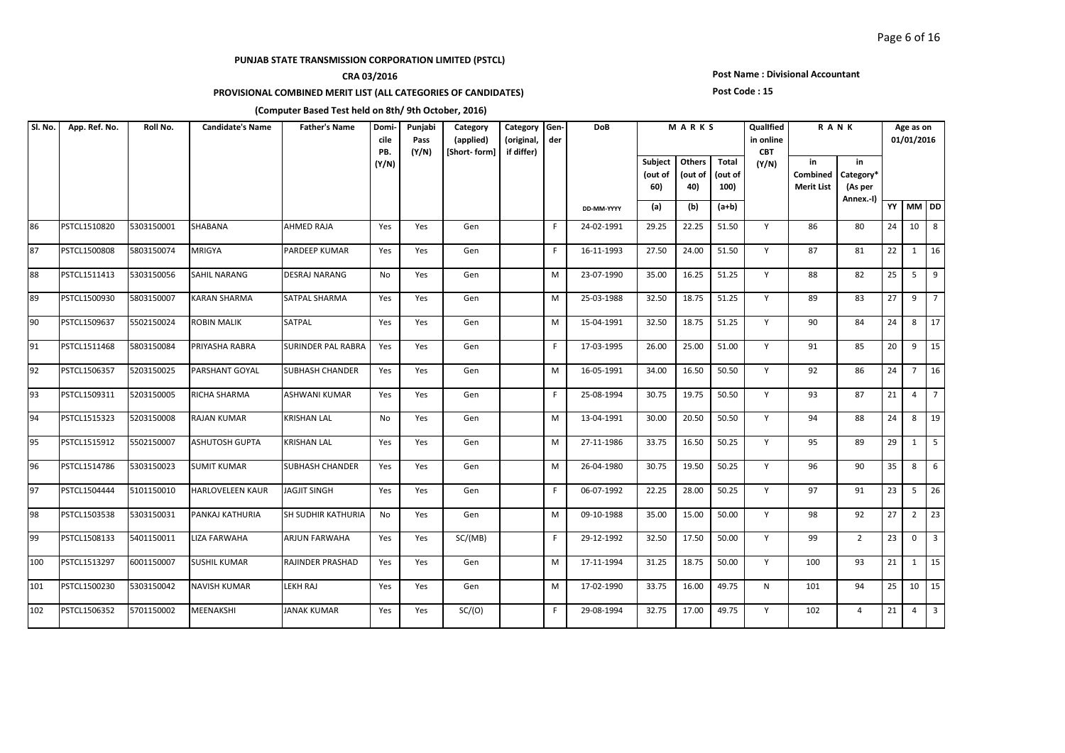**PUNJAB STATE TRANSMISSION CORPORATION LIMITED (PSTCL)**

**CRA 03/2016**

**PROVISIONAL COMBINED MERIT LIST (ALL CATEGORIES OF CANDIDATES)**

**(Computer Based Test held on 8th/ 9th October, 2016)**

**Post Name : Divisional Accountant**

**Post Code : 15**

| Sl. No. | App. Ref. No. | Roll No. | Candidate's Name | Father's Name | Domicile PB. (Y/N) | Punjabi Pass (Y/N) | Category (applied) [Short- form] | Category (original, if differ) | Gender | DoB | MARKS | | | Qualified in online CBT (Y/N) | RANK | | Age as on 01/01/2016 | | |
|---|---|---|---|---|---|---|---|---|---|---|---|---|---|---|---|---|---|---|---|
| | | | | | | | | | | | Subject (out of 60) | Others (out of 40) | Total (out of 100) | | in Combined Merit List | in Category* (As per Annex.-I) | | | |
| | | | | | | | | | | DD-MM-YYYY | (a) | (b) | (a+b) | | | | YY | MM | DD |
| 86 | PSTCL1510820 | 5303150001 | SHABANA | AHMED RAJA | Yes | Yes | Gen | | F | 24-02-1991 | 29.25 | 22.25 | 51.50 | Y | 86 | 80 | 24 | 10 | 8 |
| 87 | PSTCL1500808 | 5803150074 | MRIGYA | PARDEEP KUMAR | Yes | Yes | Gen | | F | 16-11-1993 | 27.50 | 24.00 | 51.50 | Y | 87 | 81 | 22 | 1 | 16 |
| 88 | PSTCL1511413 | 5303150056 | SAHIL NARANG | DESRAJ NARANG | No | Yes | Gen | | M | 23-07-1990 | 35.00 | 16.25 | 51.25 | Y | 88 | 82 | 25 | 5 | 9 |
| 89 | PSTCL1500930 | 5803150007 | KARAN SHARMA | SATPAL SHARMA | Yes | Yes | Gen | | M | 25-03-1988 | 32.50 | 18.75 | 51.25 | Y | 89 | 83 | 27 | 9 | 7 |
| 90 | PSTCL1509637 | 5502150024 | ROBIN MALIK | SATPAL | Yes | Yes | Gen | | M | 15-04-1991 | 32.50 | 18.75 | 51.25 | Y | 90 | 84 | 24 | 8 | 17 |
| 91 | PSTCL1511468 | 5803150084 | PRIYASHA RABRA | SURINDER PAL RABRA | Yes | Yes | Gen | | F | 17-03-1995 | 26.00 | 25.00 | 51.00 | Y | 91 | 85 | 20 | 9 | 15 |
| 92 | PSTCL1506357 | 5203150025 | PARSHANT GOYAL | SUBHASH CHANDER | Yes | Yes | Gen | | M | 16-05-1991 | 34.00 | 16.50 | 50.50 | Y | 92 | 86 | 24 | 7 | 16 |
| 93 | PSTCL1509311 | 5203150005 | RICHA SHARMA | ASHWANI KUMAR | Yes | Yes | Gen | | F | 25-08-1994 | 30.75 | 19.75 | 50.50 | Y | 93 | 87 | 21 | 4 | 7 |
| 94 | PSTCL1515323 | 5203150008 | RAJAN KUMAR | KRISHAN LAL | No | Yes | Gen | | M | 13-04-1991 | 30.00 | 20.50 | 50.50 | Y | 94 | 88 | 24 | 8 | 19 |
| 95 | PSTCL1515912 | 5502150007 | ASHUTOSH GUPTA | KRISHAN LAL | Yes | Yes | Gen | | M | 27-11-1986 | 33.75 | 16.50 | 50.25 | Y | 95 | 89 | 29 | 1 | 5 |
| 96 | PSTCL1514786 | 5303150023 | SUMIT KUMAR | SUBHASH CHANDER | Yes | Yes | Gen | | M | 26-04-1980 | 30.75 | 19.50 | 50.25 | Y | 96 | 90 | 35 | 8 | 6 |
| 97 | PSTCL1504444 | 5101150010 | HARLOVELEEN KAUR | JAGJIT SINGH | Yes | Yes | Gen | | F | 06-07-1992 | 22.25 | 28.00 | 50.25 | Y | 97 | 91 | 23 | 5 | 26 |
| 98 | PSTCL1503538 | 5303150031 | PANKAJ KATHURIA | SH SUDHIR KATHURIA | No | Yes | Gen | | M | 09-10-1988 | 35.00 | 15.00 | 50.00 | Y | 98 | 92 | 27 | 2 | 23 |
| 99 | PSTCL1508133 | 5401150011 | LIZA FARWAHA | ARJUN FARWAHA | Yes | Yes | SC/(MB) | | F | 29-12-1992 | 32.50 | 17.50 | 50.00 | Y | 99 | 2 | 23 | 0 | 3 |
| 100 | PSTCL1513297 | 6001150007 | SUSHIL KUMAR | RAJINDER PRASHAD | Yes | Yes | Gen | | M | 17-11-1994 | 31.25 | 18.75 | 50.00 | Y | 100 | 93 | 21 | 1 | 15 |
| 101 | PSTCL1500230 | 5303150042 | NAVISH KUMAR | LEKH RAJ | Yes | Yes | Gen | | M | 17-02-1990 | 33.75 | 16.00 | 49.75 | N | 101 | 94 | 25 | 10 | 15 |
| 102 | PSTCL1506352 | 5701150002 | MEENAKSHI | JANAK KUMAR | Yes | Yes | SC/(O) | | F | 29-08-1994 | 32.75 | 17.00 | 49.75 | Y | 102 | 4 | 21 | 4 | 3 |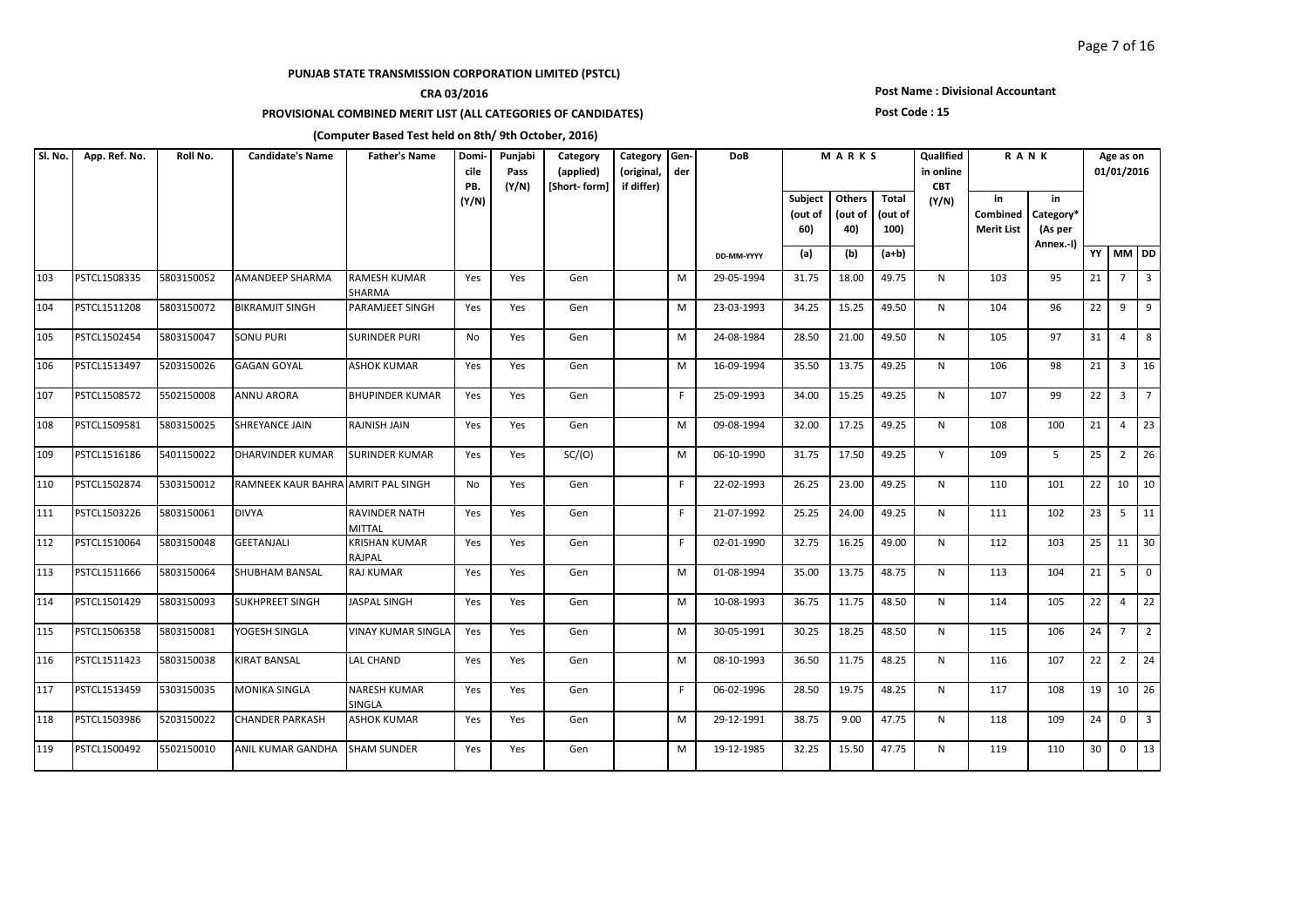**PUNJAB STATE TRANSMISSION CORPORATION LIMITED (PSTCL)**

**CRA 03/2016**

**PROVISIONAL COMBINED MERIT LIST (ALL CATEGORIES OF CANDIDATES)**

**(Computer Based Test held on 8th/ 9th October, 2016)**

**Post Name : Divisional Accountant**

**Post Code : 15**

| Sl. No. | App. Ref. No. | Roll No. | Candidate's Name | Father's Name | Domicile PB. (Y/N) | Punjabi Pass (Y/N) | Category (applied) [Short- form] | Category (original, if differ) | Gender | DoB | MARKS | | | Qualified in online CBT (Y/N) | RANK | | Age as on 01/01/2016 | | |
|---|---|---|---|---|---|---|---|---|---|---|---|---|---|---|---|---|---|---|---|
| | | | | | | | | | | | Subject (out of 60) | Others (out of 40) | Total (out of 100) | | in Combined Merit List | in Category* (As per Annex.-I) | | | |
| | | | | | | | | | | DD-MM-YYYY | (a) | (b) | (a+b) | | | | YY | MM | DD |
| 103 | PSTCL1508335 | 5803150052 | AMANDEEP SHARMA | RAMESH KUMAR SHARMA | Yes | Yes | Gen | | M | 29-05-1994 | 31.75 | 18.00 | 49.75 | N | 103 | 95 | 21 | 7 | 3 |
| 104 | PSTCL1511208 | 5803150072 | BIKRAMJIT SINGH | PARAMJEET SINGH | Yes | Yes | Gen | | M | 23-03-1993 | 34.25 | 15.25 | 49.50 | N | 104 | 96 | 22 | 9 | 9 |
| 105 | PSTCL1502454 | 5803150047 | SONU PURI | SURINDER PURI | No | Yes | Gen | | M | 24-08-1984 | 28.50 | 21.00 | 49.50 | N | 105 | 97 | 31 | 4 | 8 |
| 106 | PSTCL1513497 | 5203150026 | GAGAN GOYAL | ASHOK KUMAR | Yes | Yes | Gen | | M | 16-09-1994 | 35.50 | 13.75 | 49.25 | N | 106 | 98 | 21 | 3 | 16 |
| 107 | PSTCL1508572 | 5502150008 | ANNU ARORA | BHUPINDER KUMAR | Yes | Yes | Gen | | F | 25-09-1993 | 34.00 | 15.25 | 49.25 | N | 107 | 99 | 22 | 3 | 7 |
| 108 | PSTCL1509581 | 5803150025 | SHREYANCE JAIN | RAJNISH JAIN | Yes | Yes | Gen | | M | 09-08-1994 | 32.00 | 17.25 | 49.25 | N | 108 | 100 | 21 | 4 | 23 |
| 109 | PSTCL1516186 | 5401150022 | DHARVINDER KUMAR | SURINDER KUMAR | Yes | Yes | SC/(O) | | M | 06-10-1990 | 31.75 | 17.50 | 49.25 | Y | 109 | 5 | 25 | 2 | 26 |
| 110 | PSTCL1502874 | 5303150012 | RAMNEEK KAUR BAHRA | AMRIT PAL SINGH | No | Yes | Gen | | F | 22-02-1993 | 26.25 | 23.00 | 49.25 | N | 110 | 101 | 22 | 10 | 10 |
| 111 | PSTCL1503226 | 5803150061 | DIVYA | RAVINDER NATH MITTAL | Yes | Yes | Gen | | F | 21-07-1992 | 25.25 | 24.00 | 49.25 | N | 111 | 102 | 23 | 5 | 11 |
| 112 | PSTCL1510064 | 5803150048 | GEETANJALI | KRISHAN KUMAR RAJPAL | Yes | Yes | Gen | | F | 02-01-1990 | 32.75 | 16.25 | 49.00 | N | 112 | 103 | 25 | 11 | 30 |
| 113 | PSTCL1511666 | 5803150064 | SHUBHAM BANSAL | RAJ KUMAR | Yes | Yes | Gen | | M | 01-08-1994 | 35.00 | 13.75 | 48.75 | N | 113 | 104 | 21 | 5 | 0 |
| 114 | PSTCL1501429 | 5803150093 | SUKHPREET SINGH | JASPAL SINGH | Yes | Yes | Gen | | M | 10-08-1993 | 36.75 | 11.75 | 48.50 | N | 114 | 105 | 22 | 4 | 22 |
| 115 | PSTCL1506358 | 5803150081 | YOGESH SINGLA | VINAY KUMAR SINGLA | Yes | Yes | Gen | | M | 30-05-1991 | 30.25 | 18.25 | 48.50 | N | 115 | 106 | 24 | 7 | 2 |
| 116 | PSTCL1511423 | 5803150038 | KIRAT BANSAL | LAL CHAND | Yes | Yes | Gen | | M | 08-10-1993 | 36.50 | 11.75 | 48.25 | N | 116 | 107 | 22 | 2 | 24 |
| 117 | PSTCL1513459 | 5303150035 | MONIKA SINGLA | NARESH KUMAR SINGLA | Yes | Yes | Gen | | F | 06-02-1996 | 28.50 | 19.75 | 48.25 | N | 117 | 108 | 19 | 10 | 26 |
| 118 | PSTCL1503986 | 5203150022 | CHANDER PARKASH | ASHOK KUMAR | Yes | Yes | Gen | | M | 29-12-1991 | 38.75 | 9.00 | 47.75 | N | 118 | 109 | 24 | 0 | 3 |
| 119 | PSTCL1500492 | 5502150010 | ANIL KUMAR GANDHA | SHAM SUNDER | Yes | Yes | Gen | | M | 19-12-1985 | 32.25 | 15.50 | 47.75 | N | 119 | 110 | 30 | 0 | 13 |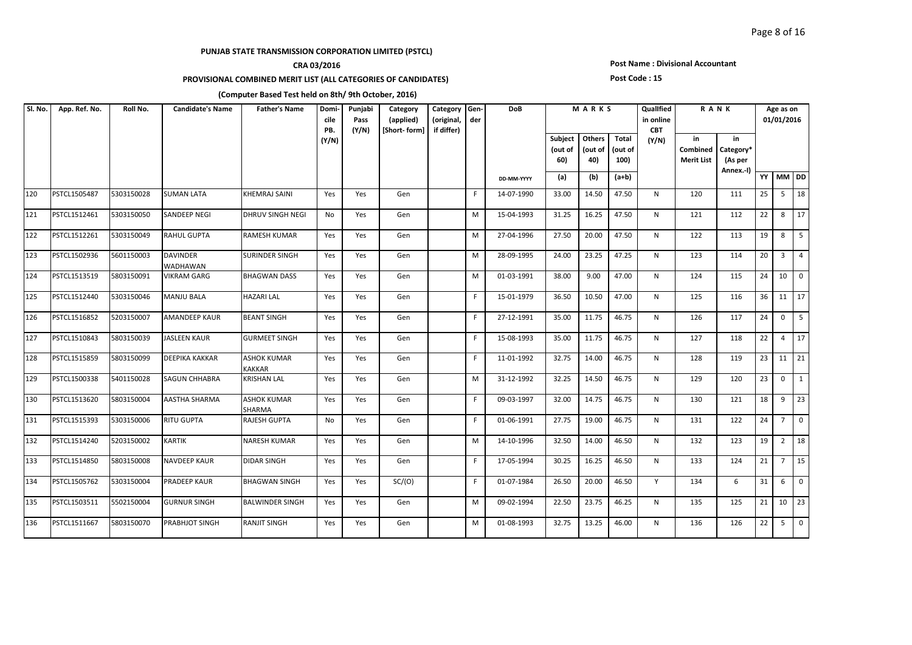**PUNJAB STATE TRANSMISSION CORPORATION LIMITED (PSTCL)**

**CRA 03/2016**

**PROVISIONAL COMBINED MERIT LIST (ALL CATEGORIES OF CANDIDATES)**

**(Computer Based Test held on 8th/ 9th October, 2016)**

**Post Name : Divisional Accountant**

**Post Code : 15**

| Sl. No. | App. Ref. No. | Roll No. | Candidate's Name | Father's Name | Domicile PB. (Y/N) | Punjabi Pass (Y/N) | Category (applied) [Short- form] | Category (original, if differ) | Gender | DoB | MARKS | | | Qualified in online CBT (Y/N) | RANK | | Age as on 01/01/2016 | | |
|---|---|---|---|---|---|---|---|---|---|---|---|---|---|---|---|---|---|---|---|
| | | | | | | | | | | | Subject (out of 60) | Others (out of 40) | Total (out of 100) | | in Combined Merit List | in Category* (As per Annex.-I) | | | |
| | | | | | | | | | | DD-MM-YYYY | (a) | (b) | (a+b) | | | | YY | MM | DD |
| 120 | PSTCL1505487 | 5303150028 | SUMAN LATA | KHEMRAJ SAINI | Yes | Yes | Gen | | F | 14-07-1990 | 33.00 | 14.50 | 47.50 | N | 120 | 111 | 25 | 5 | 18 |
| 121 | PSTCL1512461 | 5303150050 | SANDEEP NEGI | DHRUV SINGH NEGI | No | Yes | Gen | | M | 15-04-1993 | 31.25 | 16.25 | 47.50 | N | 121 | 112 | 22 | 8 | 17 |
| 122 | PSTCL1512261 | 5303150049 | RAHUL GUPTA | RAMESH KUMAR | Yes | Yes | Gen | | M | 27-04-1996 | 27.50 | 20.00 | 47.50 | N | 122 | 113 | 19 | 8 | 5 |
| 123 | PSTCL1502936 | 5601150003 | DAVINDER WADHAWAN | SURINDER SINGH | Yes | Yes | Gen | | M | 28-09-1995 | 24.00 | 23.25 | 47.25 | N | 123 | 114 | 20 | 3 | 4 |
| 124 | PSTCL1513519 | 5803150091 | VIKRAM GARG | BHAGWAN DASS | Yes | Yes | Gen | | M | 01-03-1991 | 38.00 | 9.00 | 47.00 | N | 124 | 115 | 24 | 10 | 0 |
| 125 | PSTCL1512440 | 5303150046 | MANJU BALA | HAZARI LAL | Yes | Yes | Gen | | F | 15-01-1979 | 36.50 | 10.50 | 47.00 | N | 125 | 116 | 36 | 11 | 17 |
| 126 | PSTCL1516852 | 5203150007 | AMANDEEP KAUR | BEANT SINGH | Yes | Yes | Gen | | F | 27-12-1991 | 35.00 | 11.75 | 46.75 | N | 126 | 117 | 24 | 0 | 5 |
| 127 | PSTCL1510843 | 5803150039 | JASLEEN KAUR | GURMEET SINGH | Yes | Yes | Gen | | F | 15-08-1993 | 35.00 | 11.75 | 46.75 | N | 127 | 118 | 22 | 4 | 17 |
| 128 | PSTCL1515859 | 5803150099 | DEEPIKA KAKKAR | ASHOK KUMAR KAKKAR | Yes | Yes | Gen | | F | 11-01-1992 | 32.75 | 14.00 | 46.75 | N | 128 | 119 | 23 | 11 | 21 |
| 129 | PSTCL1500338 | 5401150028 | SAGUN CHHABRA | KRISHAN LAL | Yes | Yes | Gen | | M | 31-12-1992 | 32.25 | 14.50 | 46.75 | N | 129 | 120 | 23 | 0 | 1 |
| 130 | PSTCL1513620 | 5803150004 | AASTHA SHARMA | ASHOK KUMAR SHARMA | Yes | Yes | Gen | | F | 09-03-1997 | 32.00 | 14.75 | 46.75 | N | 130 | 121 | 18 | 9 | 23 |
| 131 | PSTCL1515393 | 5303150006 | RITU GUPTA | RAJESH GUPTA | No | Yes | Gen | | F | 01-06-1991 | 27.75 | 19.00 | 46.75 | N | 131 | 122 | 24 | 7 | 0 |
| 132 | PSTCL1514240 | 5203150002 | KARTIK | NARESH KUMAR | Yes | Yes | Gen | | M | 14-10-1996 | 32.50 | 14.00 | 46.50 | N | 132 | 123 | 19 | 2 | 18 |
| 133 | PSTCL1514850 | 5803150008 | NAVDEEP KAUR | DIDAR SINGH | Yes | Yes | Gen | | F | 17-05-1994 | 30.25 | 16.25 | 46.50 | N | 133 | 124 | 21 | 7 | 15 |
| 134 | PSTCL1505762 | 5303150004 | PRADEEP KAUR | BHAGWAN SINGH | Yes | Yes | SC/(O) | | F | 01-07-1984 | 26.50 | 20.00 | 46.50 | Y | 134 | 6 | 31 | 6 | 0 |
| 135 | PSTCL1503511 | 5502150004 | GURNUR SINGH | BALWINDER SINGH | Yes | Yes | Gen | | M | 09-02-1994 | 22.50 | 23.75 | 46.25 | N | 135 | 125 | 21 | 10 | 23 |
| 136 | PSTCL1511667 | 5803150070 | PRABHJOT SINGH | RANJIT SINGH | Yes | Yes | Gen | | M | 01-08-1993 | 32.75 | 13.25 | 46.00 | N | 136 | 126 | 22 | 5 | 0 |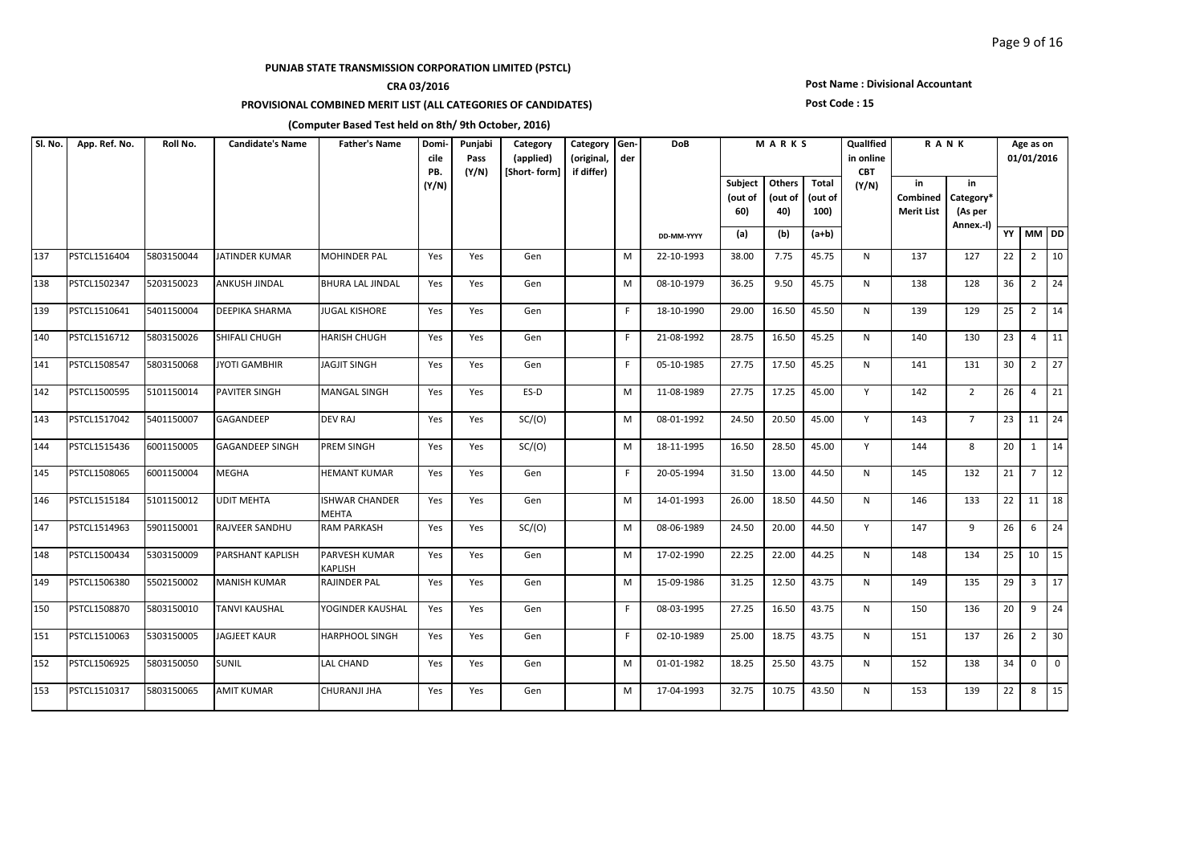**PUNJAB STATE TRANSMISSION CORPORATION LIMITED (PSTCL)**

**CRA 03/2016**

**PROVISIONAL COMBINED MERIT LIST (ALL CATEGORIES OF CANDIDATES)**

**(Computer Based Test held on 8th/ 9th October, 2016)**

**Post Name : Divisional Accountant**

**Post Code : 15**

| Sl. No. | App. Ref. No. | Roll No. | Candidate's Name | Father's Name | Domicile PB. (Y/N) | Punjabi Pass (Y/N) | Category (applied) [Short- form] | Category (original, if differ) | Gender | DoB | MARKS | | | Qualified in online CBT (Y/N) | RANK | | Age as on 01/01/2016 | | |
|---|---|---|---|---|---|---|---|---|---|---|---|---|---|---|---|---|---|---|---|
| | | | | | | | | | | | Subject (out of 60) | Others (out of 40) | Total (out of 100) | | in Combined Merit List | in Category* (As per Annex.-I) | | | |
| | | | | | | | | | | DD-MM-YYYY | (a) | (b) | (a+b) | | | | YY | MM | DD |
| 137 | PSTCL1516404 | 5803150044 | JATINDER KUMAR | MOHINDER PAL | Yes | Yes | Gen | | M | 22-10-1993 | 38.00 | 7.75 | 45.75 | N | 137 | 127 | 22 | 2 | 10 |
| 138 | PSTCL1502347 | 5203150023 | ANKUSH JINDAL | BHURA LAL JINDAL | Yes | Yes | Gen | | M | 08-10-1979 | 36.25 | 9.50 | 45.75 | N | 138 | 128 | 36 | 2 | 24 |
| 139 | PSTCL1510641 | 5401150004 | DEEPIKA SHARMA | JUGAL KISHORE | Yes | Yes | Gen | | F | 18-10-1990 | 29.00 | 16.50 | 45.50 | N | 139 | 129 | 25 | 2 | 14 |
| 140 | PSTCL1516712 | 5803150026 | SHIFALI CHUGH | HARISH CHUGH | Yes | Yes | Gen | | F | 21-08-1992 | 28.75 | 16.50 | 45.25 | N | 140 | 130 | 23 | 4 | 11 |
| 141 | PSTCL1508547 | 5803150068 | JYOTI GAMBHIR | JAGJIT SINGH | Yes | Yes | Gen | | F | 05-10-1985 | 27.75 | 17.50 | 45.25 | N | 141 | 131 | 30 | 2 | 27 |
| 142 | PSTCL1500595 | 5101150014 | PAVITER SINGH | MANGAL SINGH | Yes | Yes | ES-D | | M | 11-08-1989 | 27.75 | 17.25 | 45.00 | Y | 142 | 2 | 26 | 4 | 21 |
| 143 | PSTCL1517042 | 5401150007 | GAGANDEEP | DEV RAJ | Yes | Yes | SC/(O) | | M | 08-01-1992 | 24.50 | 20.50 | 45.00 | Y | 143 | 7 | 23 | 11 | 24 |
| 144 | PSTCL1515436 | 6001150005 | GAGANDEEP SINGH | PREM SINGH | Yes | Yes | SC/(O) | | M | 18-11-1995 | 16.50 | 28.50 | 45.00 | Y | 144 | 8 | 20 | 1 | 14 |
| 145 | PSTCL1508065 | 6001150004 | MEGHA | HEMANT KUMAR | Yes | Yes | Gen | | F | 20-05-1994 | 31.50 | 13.00 | 44.50 | N | 145 | 132 | 21 | 7 | 12 |
| 146 | PSTCL1515184 | 5101150012 | UDIT MEHTA | ISHWAR CHANDER MEHTA | Yes | Yes | Gen | | M | 14-01-1993 | 26.00 | 18.50 | 44.50 | N | 146 | 133 | 22 | 11 | 18 |
| 147 | PSTCL1514963 | 5901150001 | RAJVEER SANDHU | RAM PARKASH | Yes | Yes | SC/(O) | | M | 08-06-1989 | 24.50 | 20.00 | 44.50 | Y | 147 | 9 | 26 | 6 | 24 |
| 148 | PSTCL1500434 | 5303150009 | PARSHANT KAPLISH | PARVESH KUMAR KAPLISH | Yes | Yes | Gen | | M | 17-02-1990 | 22.25 | 22.00 | 44.25 | N | 148 | 134 | 25 | 10 | 15 |
| 149 | PSTCL1506380 | 5502150002 | MANISH KUMAR | RAJINDER PAL | Yes | Yes | Gen | | M | 15-09-1986 | 31.25 | 12.50 | 43.75 | N | 149 | 135 | 29 | 3 | 17 |
| 150 | PSTCL1508870 | 5803150010 | TANVI KAUSHAL | YOGINDER KAUSHAL | Yes | Yes | Gen | | F | 08-03-1995 | 27.25 | 16.50 | 43.75 | N | 150 | 136 | 20 | 9 | 24 |
| 151 | PSTCL1510063 | 5303150005 | JAGJEET KAUR | HARPHOOL SINGH | Yes | Yes | Gen | | F | 02-10-1989 | 25.00 | 18.75 | 43.75 | N | 151 | 137 | 26 | 2 | 30 |
| 152 | PSTCL1506925 | 5803150050 | SUNIL | LAL CHAND | Yes | Yes | Gen | | M | 01-01-1982 | 18.25 | 25.50 | 43.75 | N | 152 | 138 | 34 | 0 | 0 |
| 153 | PSTCL1510317 | 5803150065 | AMIT KUMAR | CHURANJI JHA | Yes | Yes | Gen | | M | 17-04-1993 | 32.75 | 10.75 | 43.50 | N | 153 | 139 | 22 | 8 | 15 |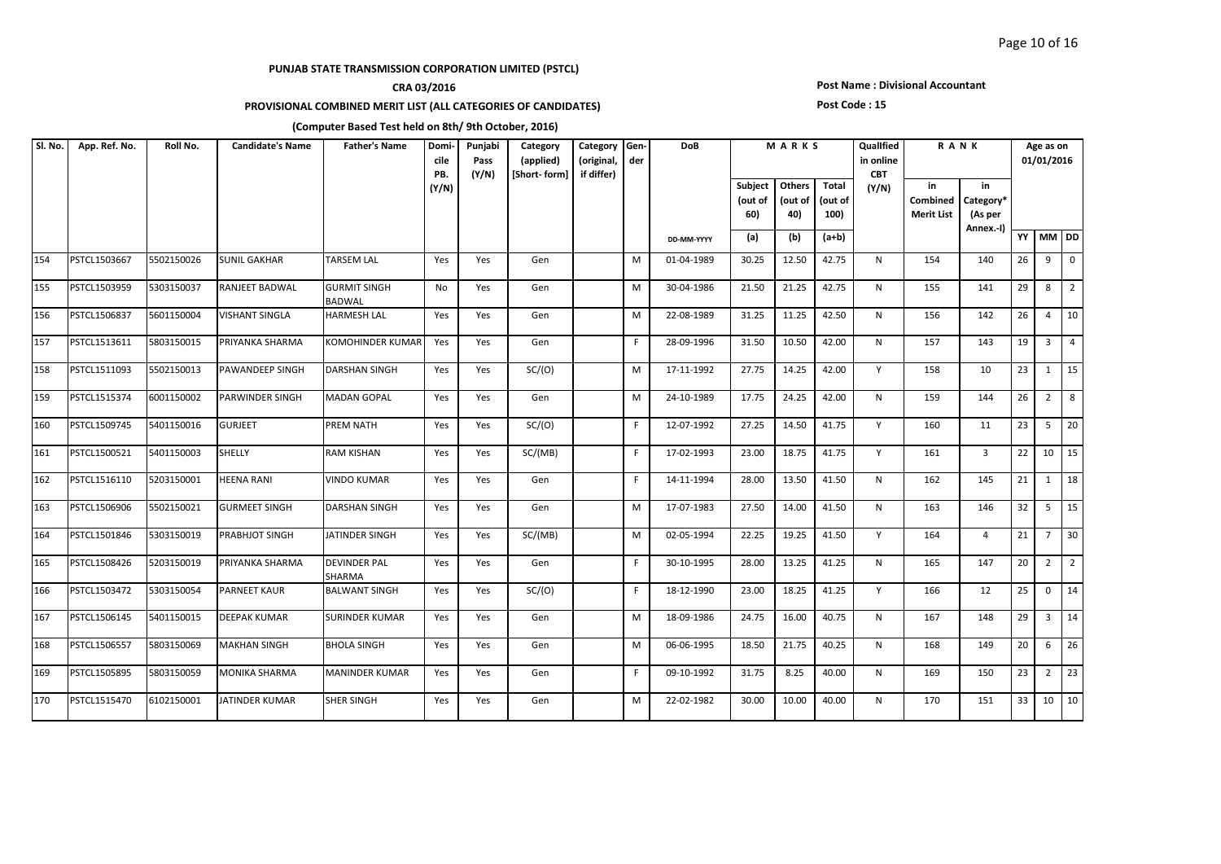**PUNJAB STATE TRANSMISSION CORPORATION LIMITED (PSTCL)**

**CRA 03/2016**

**PROVISIONAL COMBINED MERIT LIST (ALL CATEGORIES OF CANDIDATES)**

**(Computer Based Test held on 8th/ 9th October, 2016)**

**Post Name : Divisional Accountant**

**Post Code : 15**

| Sl. No. | App. Ref. No. | Roll No. | Candidate's Name | Father's Name | Domicile PB. (Y/N) | Punjabi Pass (Y/N) | Category (applied) [Short- form] | Category (original, if differ) | Gender | DoB | MARKS | | | Quallfied in online CBT (Y/N) | RANK | | Age as on 01/01/2016 | | |
|---|---|---|---|---|---|---|---|---|---|---|---|---|---|---|---|---|---|---|---|
| | | | | | | | | | | DD-MM-YYYY | Subject (out of 60) (a) | Others (out of 40) (b) | Total (out of 100) (a+b) | | in Combined Merit List | in Category* (As per Annex.-I) | YY | MM | DD |
| 154 | PSTCL1503667 | 5502150026 | SUNIL GAKHAR | TARSEM LAL | Yes | Yes | Gen | | M | 01-04-1989 | 30.25 | 12.50 | 42.75 | N | 154 | 140 | 26 | 9 | 0 |
| 155 | PSTCL1503959 | 5303150037 | RANJEET BADWAL | GURMIT SINGH BADWAL | No | Yes | Gen | | M | 30-04-1986 | 21.50 | 21.25 | 42.75 | N | 155 | 141 | 29 | 8 | 2 |
| 156 | PSTCL1506837 | 5601150004 | VISHANT SINGLA | HARMESH LAL | Yes | Yes | Gen | | M | 22-08-1989 | 31.25 | 11.25 | 42.50 | N | 156 | 142 | 26 | 4 | 10 |
| 157 | PSTCL1513611 | 5803150015 | PRIYANKA SHARMA | KOMOHINDER KUMAR | Yes | Yes | Gen | | F | 28-09-1996 | 31.50 | 10.50 | 42.00 | N | 157 | 143 | 19 | 3 | 4 |
| 158 | PSTCL1511093 | 5502150013 | PAWANDEEP SINGH | DARSHAN SINGH | Yes | Yes | SC/(O) | | M | 17-11-1992 | 27.75 | 14.25 | 42.00 | Y | 158 | 10 | 23 | 1 | 15 |
| 159 | PSTCL1515374 | 6001150002 | PARWINDER SINGH | MADAN GOPAL | Yes | Yes | Gen | | M | 24-10-1989 | 17.75 | 24.25 | 42.00 | N | 159 | 144 | 26 | 2 | 8 |
| 160 | PSTCL1509745 | 5401150016 | GURJEET | PREM NATH | Yes | Yes | SC/(O) | | F | 12-07-1992 | 27.25 | 14.50 | 41.75 | Y | 160 | 11 | 23 | 5 | 20 |
| 161 | PSTCL1500521 | 5401150003 | SHELLY | RAM KISHAN | Yes | Yes | SC/(MB) | | F | 17-02-1993 | 23.00 | 18.75 | 41.75 | Y | 161 | 3 | 22 | 10 | 15 |
| 162 | PSTCL1516110 | 5203150001 | HEENA RANI | VINDO KUMAR | Yes | Yes | Gen | | F | 14-11-1994 | 28.00 | 13.50 | 41.50 | N | 162 | 145 | 21 | 1 | 18 |
| 163 | PSTCL1506906 | 5502150021 | GURMEET SINGH | DARSHAN SINGH | Yes | Yes | Gen | | M | 17-07-1983 | 27.50 | 14.00 | 41.50 | N | 163 | 146 | 32 | 5 | 15 |
| 164 | PSTCL1501846 | 5303150019 | PRABHJOT SINGH | JATINDER SINGH | Yes | Yes | SC/(MB) | | M | 02-05-1994 | 22.25 | 19.25 | 41.50 | Y | 164 | 4 | 21 | 7 | 30 |
| 165 | PSTCL1508426 | 5203150019 | PRIYANKA SHARMA | DEVINDER PAL SHARMA | Yes | Yes | Gen | | F | 30-10-1995 | 28.00 | 13.25 | 41.25 | N | 165 | 147 | 20 | 2 | 2 |
| 166 | PSTCL1503472 | 5303150054 | PARNEET KAUR | BALWANT SINGH | Yes | Yes | SC/(O) | | F | 18-12-1990 | 23.00 | 18.25 | 41.25 | Y | 166 | 12 | 25 | 0 | 14 |
| 167 | PSTCL1506145 | 5401150015 | DEEPAK KUMAR | SURINDER KUMAR | Yes | Yes | Gen | | M | 18-09-1986 | 24.75 | 16.00 | 40.75 | N | 167 | 148 | 29 | 3 | 14 |
| 168 | PSTCL1506557 | 5803150069 | MAKHAN SINGH | BHOLA SINGH | Yes | Yes | Gen | | M | 06-06-1995 | 18.50 | 21.75 | 40.25 | N | 168 | 149 | 20 | 6 | 26 |
| 169 | PSTCL1505895 | 5803150059 | MONIKA SHARMA | MANINDER KUMAR | Yes | Yes | Gen | | F | 09-10-1992 | 31.75 | 8.25 | 40.00 | N | 169 | 150 | 23 | 2 | 23 |
| 170 | PSTCL1515470 | 6102150001 | JATINDER KUMAR | SHER SINGH | Yes | Yes | Gen | | M | 22-02-1982 | 30.00 | 10.00 | 40.00 | N | 170 | 151 | 33 | 10 | 10 |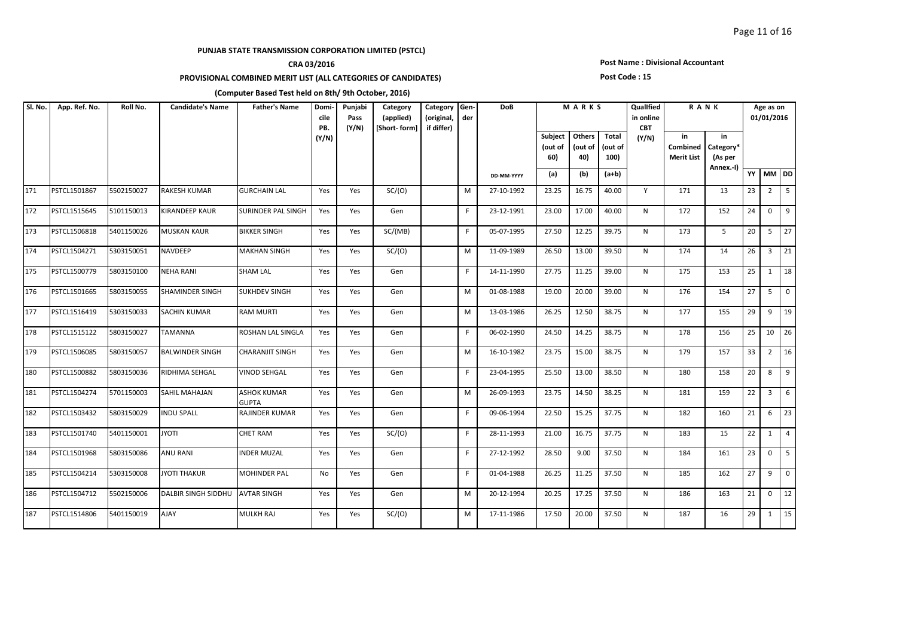**PUNJAB STATE TRANSMISSION CORPORATION LIMITED (PSTCL)**

**CRA 03/2016**

**PROVISIONAL COMBINED MERIT LIST (ALL CATEGORIES OF CANDIDATES)**

**(Computer Based Test held on 8th/ 9th October, 2016)**

**Post Name : Divisional Accountant**

**Post Code : 15**

| Sl. No. | App. Ref. No. | Roll No. | Candidate's Name | Father's Name | Domicile PB. (Y/N) | Punjabi Pass (Y/N) | Category (applied) [Short- form] | Category (original, if differ) | Gender | DoB | MARKS | | | Quallfied in online CBT (Y/N) | RANK | | Age as on 01/01/2016 | | |
|---|---|---|---|---|---|---|---|---|---|---|---|---|---|---|---|---|---|---|---|
| | | | | | | | | | | | Subject (out of 60) | Others (out of 40) | Total (out of 100) | | in Combined Merit List | in Category* (As per Annex.-I) | | | |
| | | | | | | | | | | DD-MM-YYYY | (a) | (b) | (a+b) | | | | YY | MM | DD |
| 171 | PSTCL1501867 | 5502150027 | RAKESH KUMAR | GURCHAIN LAL | Yes | Yes | SC/(O) | | M | 27-10-1992 | 23.25 | 16.75 | 40.00 | Y | 171 | 13 | 23 | 2 | 5 |
| 172 | PSTCL1515645 | 5101150013 | KIRANDEEP KAUR | SURINDER PAL SINGH | Yes | Yes | Gen | | F | 23-12-1991 | 23.00 | 17.00 | 40.00 | N | 172 | 152 | 24 | 0 | 9 |
| 173 | PSTCL1506818 | 5401150026 | MUSKAN KAUR | BIKKER SINGH | Yes | Yes | SC/(MB) | | F | 05-07-1995 | 27.50 | 12.25 | 39.75 | N | 173 | 5 | 20 | 5 | 27 |
| 174 | PSTCL1504271 | 5303150051 | NAVDEEP | MAKHAN SINGH | Yes | Yes | SC/(O) | | M | 11-09-1989 | 26.50 | 13.00 | 39.50 | N | 174 | 14 | 26 | 3 | 21 |
| 175 | PSTCL1500779 | 5803150100 | NEHA RANI | SHAM LAL | Yes | Yes | Gen | | F | 14-11-1990 | 27.75 | 11.25 | 39.00 | N | 175 | 153 | 25 | 1 | 18 |
| 176 | PSTCL1501665 | 5803150055 | SHAMINDER SINGH | SUKHDEV SINGH | Yes | Yes | Gen | | M | 01-08-1988 | 19.00 | 20.00 | 39.00 | N | 176 | 154 | 27 | 5 | 0 |
| 177 | PSTCL1516419 | 5303150033 | SACHIN KUMAR | RAM MURTI | Yes | Yes | Gen | | M | 13-03-1986 | 26.25 | 12.50 | 38.75 | N | 177 | 155 | 29 | 9 | 19 |
| 178 | PSTCL1515122 | 5803150027 | TAMANNA | ROSHAN LAL SINGLA | Yes | Yes | Gen | | F | 06-02-1990 | 24.50 | 14.25 | 38.75 | N | 178 | 156 | 25 | 10 | 26 |
| 179 | PSTCL1506085 | 5803150057 | BALWINDER SINGH | CHARANJIT SINGH | Yes | Yes | Gen | | M | 16-10-1982 | 23.75 | 15.00 | 38.75 | N | 179 | 157 | 33 | 2 | 16 |
| 180 | PSTCL1500882 | 5803150036 | RIDHIMA SEHGAL | VINOD SEHGAL | Yes | Yes | Gen | | F | 23-04-1995 | 25.50 | 13.00 | 38.50 | N | 180 | 158 | 20 | 8 | 9 |
| 181 | PSTCL1504274 | 5701150003 | SAHIL MAHAJAN | ASHOK KUMAR GUPTA | Yes | Yes | Gen | | M | 26-09-1993 | 23.75 | 14.50 | 38.25 | N | 181 | 159 | 22 | 3 | 6 |
| 182 | PSTCL1503432 | 5803150029 | INDU SPALL | RAJINDER KUMAR | Yes | Yes | Gen | | F | 09-06-1994 | 22.50 | 15.25 | 37.75 | N | 182 | 160 | 21 | 6 | 23 |
| 183 | PSTCL1501740 | 5401150001 | JYOTI | CHET RAM | Yes | Yes | SC/(O) | | F | 28-11-1993 | 21.00 | 16.75 | 37.75 | N | 183 | 15 | 22 | 1 | 4 |
| 184 | PSTCL1501968 | 5803150086 | ANU RANI | INDER MUZAL | Yes | Yes | Gen | | F | 27-12-1992 | 28.50 | 9.00 | 37.50 | N | 184 | 161 | 23 | 0 | 5 |
| 185 | PSTCL1504214 | 5303150008 | JYOTI THAKUR | MOHINDER PAL | No | Yes | Gen | | F | 01-04-1988 | 26.25 | 11.25 | 37.50 | N | 185 | 162 | 27 | 9 | 0 |
| 186 | PSTCL1504712 | 5502150006 | DALBIR SINGH SIDDHU | AVTAR SINGH | Yes | Yes | Gen | | M | 20-12-1994 | 20.25 | 17.25 | 37.50 | N | 186 | 163 | 21 | 0 | 12 |
| 187 | PSTCL1514806 | 5401150019 | AJAY | MULKH RAJ | Yes | Yes | SC/(O) | | M | 17-11-1986 | 17.50 | 20.00 | 37.50 | N | 187 | 16 | 29 | 1 | 15 |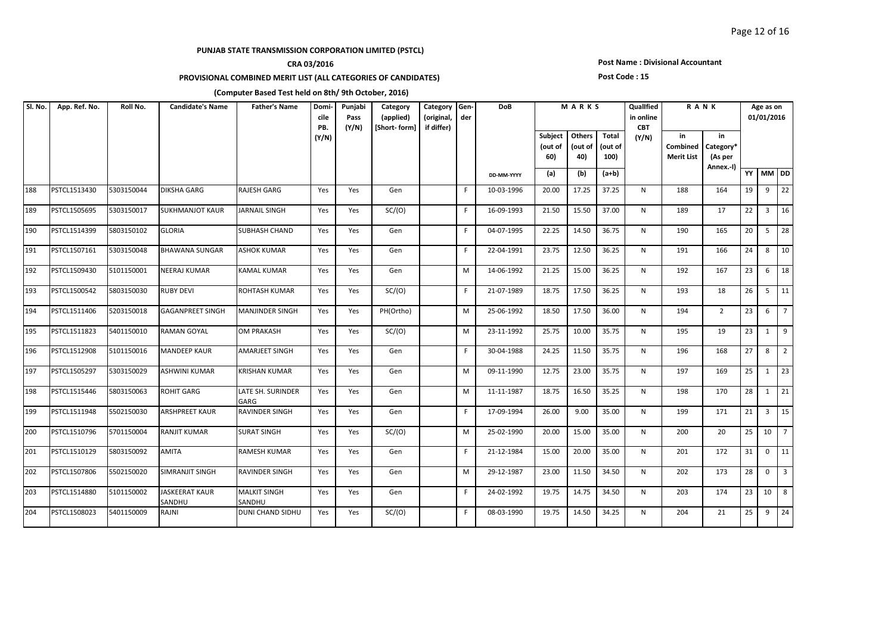**PUNJAB STATE TRANSMISSION CORPORATION LIMITED (PSTCL)**

**CRA 03/2016**

**PROVISIONAL COMBINED MERIT LIST (ALL CATEGORIES OF CANDIDATES)**

**(Computer Based Test held on 8th/ 9th October, 2016)**

**Post Name : Divisional Accountant**

**Post Code : 15**

| Sl. No. | App. Ref. No. | Roll No. | Candidate's Name | Father's Name | Domicile PB. (Y/N) | Punjabi Pass (Y/N) | Category (applied) [Short- form] | Category (original, if differ) | Gender | DoB | MARKS | | | Qualified in online CBT (Y/N) | RANK | | Age as on 01/01/2016 | | |
|---|---|---|---|---|---|---|---|---|---|---|---|---|---|---|---|---|---|---|---|
| | | | | | | | | | | | Subject (out of 60) | Others (out of 40) | Total (out of 100) | | in Combined Merit List | in Category* (As per Annex.-I) | | | |
| | | | | | | | | | | DD-MM-YYYY | (a) | (b) | (a+b) | | | | YY | MM | DD |
| 188 | PSTCL1513430 | 5303150044 | DIKSHA GARG | RAJESH GARG | Yes | Yes | Gen | | F | 10-03-1996 | 20.00 | 17.25 | 37.25 | N | 188 | 164 | 19 | 9 | 22 |
| 189 | PSTCL1505695 | 5303150017 | SUKHMANJOT KAUR | JARNAIL SINGH | Yes | Yes | SC/(O) | | F | 16-09-1993 | 21.50 | 15.50 | 37.00 | N | 189 | 17 | 22 | 3 | 16 |
| 190 | PSTCL1514399 | 5803150102 | GLORIA | SUBHASH CHAND | Yes | Yes | Gen | | F | 04-07-1995 | 22.25 | 14.50 | 36.75 | N | 190 | 165 | 20 | 5 | 28 |
| 191 | PSTCL1507161 | 5303150048 | BHAWANA SUNGAR | ASHOK KUMAR | Yes | Yes | Gen | | F | 22-04-1991 | 23.75 | 12.50 | 36.25 | N | 191 | 166 | 24 | 8 | 10 |
| 192 | PSTCL1509430 | 5101150001 | NEERAJ KUMAR | KAMAL KUMAR | Yes | Yes | Gen | | M | 14-06-1992 | 21.25 | 15.00 | 36.25 | N | 192 | 167 | 23 | 6 | 18 |
| 193 | PSTCL1500542 | 5803150030 | RUBY DEVI | ROHTASH KUMAR | Yes | Yes | SC/(O) | | F | 21-07-1989 | 18.75 | 17.50 | 36.25 | N | 193 | 18 | 26 | 5 | 11 |
| 194 | PSTCL1511406 | 5203150018 | GAGANPREET SINGH | MANJINDER SINGH | Yes | Yes | PH(Ortho) | | M | 25-06-1992 | 18.50 | 17.50 | 36.00 | N | 194 | 2 | 23 | 6 | 7 |
| 195 | PSTCL1511823 | 5401150010 | RAMAN GOYAL | OM PRAKASH | Yes | Yes | SC/(O) | | M | 23-11-1992 | 25.75 | 10.00 | 35.75 | N | 195 | 19 | 23 | 1 | 9 |
| 196 | PSTCL1512908 | 5101150016 | MANDEEP KAUR | AMARJEET SINGH | Yes | Yes | Gen | | F | 30-04-1988 | 24.25 | 11.50 | 35.75 | N | 196 | 168 | 27 | 8 | 2 |
| 197 | PSTCL1505297 | 5303150029 | ASHWINI KUMAR | KRISHAN KUMAR | Yes | Yes | Gen | | M | 09-11-1990 | 12.75 | 23.00 | 35.75 | N | 197 | 169 | 25 | 1 | 23 |
| 198 | PSTCL1515446 | 5803150063 | ROHIT GARG | LATE SH. SURINDER GARG | Yes | Yes | Gen | | M | 11-11-1987 | 18.75 | 16.50 | 35.25 | N | 198 | 170 | 28 | 1 | 21 |
| 199 | PSTCL1511948 | 5502150030 | ARSHPREET KAUR | RAVINDER SINGH | Yes | Yes | Gen | | F | 17-09-1994 | 26.00 | 9.00 | 35.00 | N | 199 | 171 | 21 | 3 | 15 |
| 200 | PSTCL1510796 | 5701150004 | RANJIT KUMAR | SURAT SINGH | Yes | Yes | SC/(O) | | M | 25-02-1990 | 20.00 | 15.00 | 35.00 | N | 200 | 20 | 25 | 10 | 7 |
| 201 | PSTCL1510129 | 5803150092 | AMITA | RAMESH KUMAR | Yes | Yes | Gen | | F | 21-12-1984 | 15.00 | 20.00 | 35.00 | N | 201 | 172 | 31 | 0 | 11 |
| 202 | PSTCL1507806 | 5502150020 | SIMRANJIT SINGH | RAVINDER SINGH | Yes | Yes | Gen | | M | 29-12-1987 | 23.00 | 11.50 | 34.50 | N | 202 | 173 | 28 | 0 | 3 |
| 203 | PSTCL1514880 | 5101150002 | JASKEERAT KAUR SANDHU | MALKIT SINGH SANDHU | Yes | Yes | Gen | | F | 24-02-1992 | 19.75 | 14.75 | 34.50 | N | 203 | 174 | 23 | 10 | 8 |
| 204 | PSTCL1508023 | 5401150009 | RAJNI | DUNI CHAND SIDHU | Yes | Yes | SC/(O) | | F | 08-03-1990 | 19.75 | 14.50 | 34.25 | N | 204 | 21 | 25 | 9 | 24 |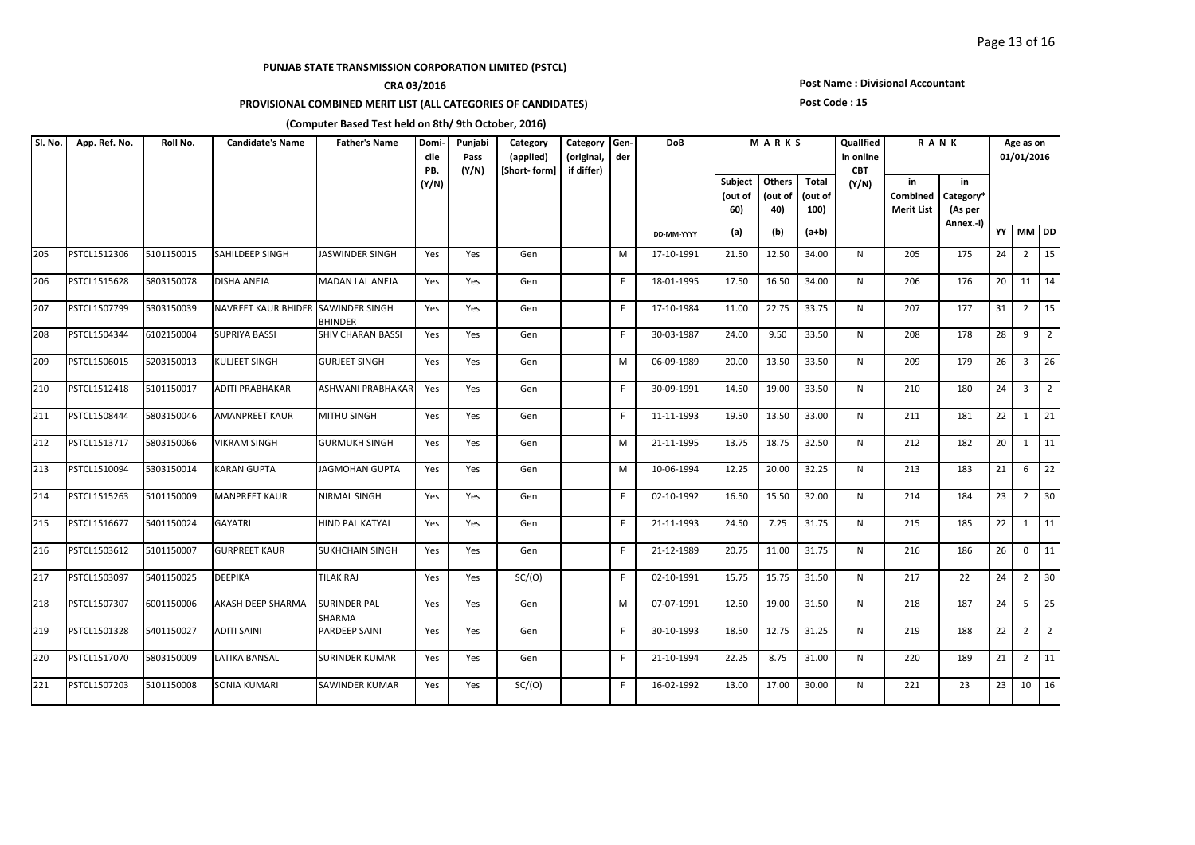**PUNJAB STATE TRANSMISSION CORPORATION LIMITED (PSTCL)**

**CRA 03/2016**

**PROVISIONAL COMBINED MERIT LIST (ALL CATEGORIES OF CANDIDATES)**

**(Computer Based Test held on 8th/ 9th October, 2016)**

**Post Name : Divisional Accountant**

**Post Code : 15**

| Sl. No. | App. Ref. No. | Roll No. | Candidate's Name | Father's Name | Domicile PB. (Y/N) | Punjabi Pass (Y/N) | Category (applied) [Short- form] | Category (original, if differ) | Gender | DoB | MARKS | | | Quallfied in online CBT (Y/N) | RANK | | Age as on 01/01/2016 | | |
|---|---|---|---|---|---|---|---|---|---|---|---|---|---|---|---|---|---|---|---|
| | | | | | | | | | | | Subject (out of 60) | Others (out of 40) | Total (out of 100) | | in Combined Merit List | in Category* (As per Annex.-I) | | | |
| | | | | | | | | | | DD-MM-YYYY | (a) | (b) | (a+b) | | | | YY | MM | DD |
| 205 | PSTCL1512306 | 5101150015 | SAHILDEEP SINGH | JASWINDER SINGH | Yes | Yes | Gen | | M | 17-10-1991 | 21.50 | 12.50 | 34.00 | N | 205 | 175 | 24 | 2 | 15 |
| 206 | PSTCL1515628 | 5803150078 | DISHA ANEJA | MADAN LAL ANEJA | Yes | Yes | Gen | | F | 18-01-1995 | 17.50 | 16.50 | 34.00 | N | 206 | 176 | 20 | 11 | 14 |
| 207 | PSTCL1507799 | 5303150039 | NAVREET KAUR BHIDER | SAWINDER SINGH BHINDER | Yes | Yes | Gen | | F | 17-10-1984 | 11.00 | 22.75 | 33.75 | N | 207 | 177 | 31 | 2 | 15 |
| 208 | PSTCL1504344 | 6102150004 | SUPRIYA BASSI | SHIV CHARAN BASSI | Yes | Yes | Gen | | F | 30-03-1987 | 24.00 | 9.50 | 33.50 | N | 208 | 178 | 28 | 9 | 2 |
| 209 | PSTCL1506015 | 5203150013 | KULJEET SINGH | GURJEET SINGH | Yes | Yes | Gen | | M | 06-09-1989 | 20.00 | 13.50 | 33.50 | N | 209 | 179 | 26 | 3 | 26 |
| 210 | PSTCL1512418 | 5101150017 | ADITI PRABHAKAR | ASHWANI PRABHAKAR | Yes | Yes | Gen | | F | 30-09-1991 | 14.50 | 19.00 | 33.50 | N | 210 | 180 | 24 | 3 | 2 |
| 211 | PSTCL1508444 | 5803150046 | AMANPREET KAUR | MITHU SINGH | Yes | Yes | Gen | | F | 11-11-1993 | 19.50 | 13.50 | 33.00 | N | 211 | 181 | 22 | 1 | 21 |
| 212 | PSTCL1513717 | 5803150066 | VIKRAM SINGH | GURMUKH SINGH | Yes | Yes | Gen | | M | 21-11-1995 | 13.75 | 18.75 | 32.50 | N | 212 | 182 | 20 | 1 | 11 |
| 213 | PSTCL1510094 | 5303150014 | KARAN GUPTA | JAGMOHAN GUPTA | Yes | Yes | Gen | | M | 10-06-1994 | 12.25 | 20.00 | 32.25 | N | 213 | 183 | 21 | 6 | 22 |
| 214 | PSTCL1515263 | 5101150009 | MANPREET KAUR | NIRMAL SINGH | Yes | Yes | Gen | | F | 02-10-1992 | 16.50 | 15.50 | 32.00 | N | 214 | 184 | 23 | 2 | 30 |
| 215 | PSTCL1516677 | 5401150024 | GAYATRI | HIND PAL KATYAL | Yes | Yes | Gen | | F | 21-11-1993 | 24.50 | 7.25 | 31.75 | N | 215 | 185 | 22 | 1 | 11 |
| 216 | PSTCL1503612 | 5101150007 | GURPREET KAUR | SUKHCHAIN SINGH | Yes | Yes | Gen | | F | 21-12-1989 | 20.75 | 11.00 | 31.75 | N | 216 | 186 | 26 | 0 | 11 |
| 217 | PSTCL1503097 | 5401150025 | DEEPIKA | TILAK RAJ | Yes | Yes | SC/(O) | | F | 02-10-1991 | 15.75 | 15.75 | 31.50 | N | 217 | 22 | 24 | 2 | 30 |
| 218 | PSTCL1507307 | 6001150006 | AKASH DEEP SHARMA | SURINDER PAL SHARMA | Yes | Yes | Gen | | M | 07-07-1991 | 12.50 | 19.00 | 31.50 | N | 218 | 187 | 24 | 5 | 25 |
| 219 | PSTCL1501328 | 5401150027 | ADITI SAINI | PARDEEP SAINI | Yes | Yes | Gen | | F | 30-10-1993 | 18.50 | 12.75 | 31.25 | N | 219 | 188 | 22 | 2 | 2 |
| 220 | PSTCL1517070 | 5803150009 | LATIKA BANSAL | SURINDER KUMAR | Yes | Yes | Gen | | F | 21-10-1994 | 22.25 | 8.75 | 31.00 | N | 220 | 189 | 21 | 2 | 11 |
| 221 | PSTCL1507203 | 5101150008 | SONIA KUMARI | SAWINDER KUMAR | Yes | Yes | SC/(O) | | F | 16-02-1992 | 13.00 | 17.00 | 30.00 | N | 221 | 23 | 23 | 10 | 16 |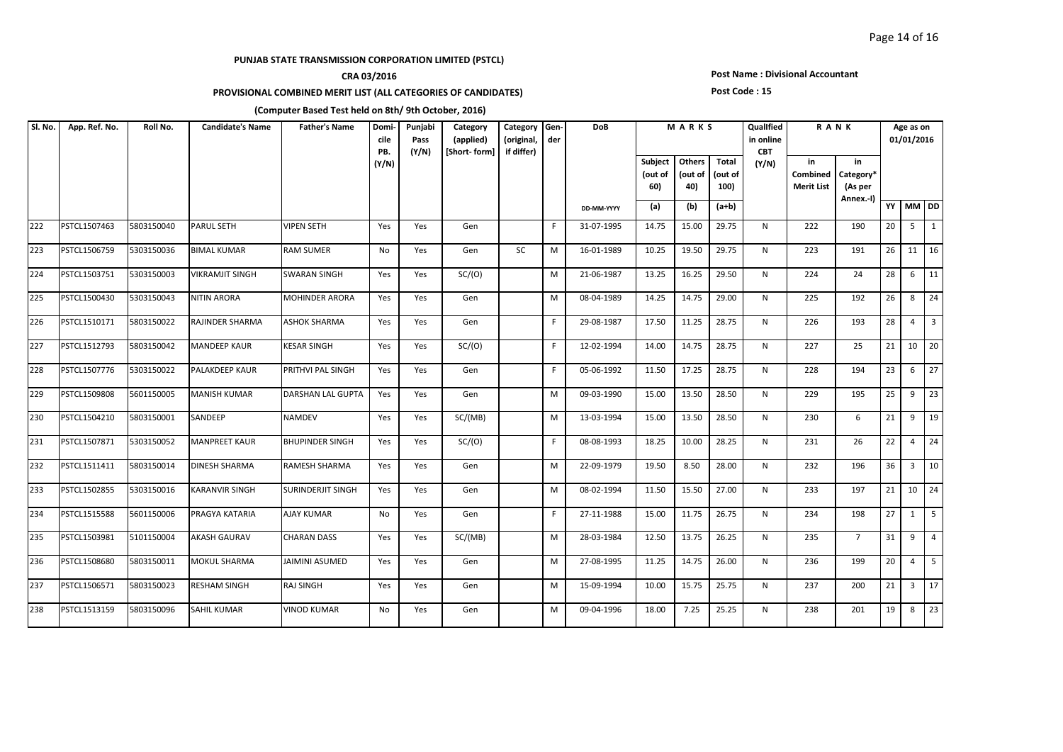**PUNJAB STATE TRANSMISSION CORPORATION LIMITED (PSTCL)**

**CRA 03/2016**

**PROVISIONAL COMBINED MERIT LIST (ALL CATEGORIES OF CANDIDATES)**

**(Computer Based Test held on 8th/ 9th October, 2016)**

**Post Name : Divisional Accountant**

**Post Code : 15**

| Sl. No. | App. Ref. No. | Roll No. | Candidate's Name | Father's Name | Domicile PB. (Y/N) | Punjabi Pass (Y/N) | Category (applied) [Short- form] | Category (original, if differ) | Gender | DoB | MARKS | | | Qualified in online CBT (Y/N) | RANK | | Age as on 01/01/2016 | | |
|---|---|---|---|---|---|---|---|---|---|---|---|---|---|---|---|---|---|---|---|
| | | | | | | | | | | | Subject (out of 60) | Others (out of 40) | Total (out of 100) | | in Combined Merit List | in Category* (As per Annex.-I) | | | |
| | | | | | | | | | | DD-MM-YYYY | (a) | (b) | (a+b) | | | | YY | MM | DD |
| 222 | PSTCL1507463 | 5803150040 | PARUL SETH | VIPEN SETH | Yes | Yes | Gen | | F | 31-07-1995 | 14.75 | 15.00 | 29.75 | N | 222 | 190 | 20 | 5 | 1 |
| 223 | PSTCL1506759 | 5303150036 | BIMAL KUMAR | RAM SUMER | No | Yes | Gen | SC | M | 16-01-1989 | 10.25 | 19.50 | 29.75 | N | 223 | 191 | 26 | 11 | 16 |
| 224 | PSTCL1503751 | 5303150003 | VIKRAMJIT SINGH | SWARAN SINGH | Yes | Yes | SC/(O) | | M | 21-06-1987 | 13.25 | 16.25 | 29.50 | N | 224 | 24 | 28 | 6 | 11 |
| 225 | PSTCL1500430 | 5303150043 | NITIN ARORA | MOHINDER ARORA | Yes | Yes | Gen | | M | 08-04-1989 | 14.25 | 14.75 | 29.00 | N | 225 | 192 | 26 | 8 | 24 |
| 226 | PSTCL1510171 | 5803150022 | RAJINDER SHARMA | ASHOK SHARMA | Yes | Yes | Gen | | F | 29-08-1987 | 17.50 | 11.25 | 28.75 | N | 226 | 193 | 28 | 4 | 3 |
| 227 | PSTCL1512793 | 5803150042 | MANDEEP KAUR | KESAR SINGH | Yes | Yes | SC/(O) | | F | 12-02-1994 | 14.00 | 14.75 | 28.75 | N | 227 | 25 | 21 | 10 | 20 |
| 228 | PSTCL1507776 | 5303150022 | PALAKDEEP KAUR | PRITHVI PAL SINGH | Yes | Yes | Gen | | F | 05-06-1992 | 11.50 | 17.25 | 28.75 | N | 228 | 194 | 23 | 6 | 27 |
| 229 | PSTCL1509808 | 5601150005 | MANISH KUMAR | DARSHAN LAL GUPTA | Yes | Yes | Gen | | M | 09-03-1990 | 15.00 | 13.50 | 28.50 | N | 229 | 195 | 25 | 9 | 23 |
| 230 | PSTCL1504210 | 5803150001 | SANDEEP | NAMDEV | Yes | Yes | SC/(MB) | | M | 13-03-1994 | 15.00 | 13.50 | 28.50 | N | 230 | 6 | 21 | 9 | 19 |
| 231 | PSTCL1507871 | 5303150052 | MANPREET KAUR | BHUPINDER SINGH | Yes | Yes | SC/(O) | | F | 08-08-1993 | 18.25 | 10.00 | 28.25 | N | 231 | 26 | 22 | 4 | 24 |
| 232 | PSTCL1511411 | 5803150014 | DINESH SHARMA | RAMESH SHARMA | Yes | Yes | Gen | | M | 22-09-1979 | 19.50 | 8.50 | 28.00 | N | 232 | 196 | 36 | 3 | 10 |
| 233 | PSTCL1502855 | 5303150016 | KARANVIR SINGH | SURINDERJIT SINGH | Yes | Yes | Gen | | M | 08-02-1994 | 11.50 | 15.50 | 27.00 | N | 233 | 197 | 21 | 10 | 24 |
| 234 | PSTCL1515588 | 5601150006 | PRAGYA KATARIA | AJAY KUMAR | No | Yes | Gen | | F | 27-11-1988 | 15.00 | 11.75 | 26.75 | N | 234 | 198 | 27 | 1 | 5 |
| 235 | PSTCL1503981 | 5101150004 | AKASH GAURAV | CHARAN DASS | Yes | Yes | SC/(MB) | | M | 28-03-1984 | 12.50 | 13.75 | 26.25 | N | 235 | 7 | 31 | 9 | 4 |
| 236 | PSTCL1508680 | 5803150011 | MOKUL SHARMA | JAIMINI ASUMED | Yes | Yes | Gen | | M | 27-08-1995 | 11.25 | 14.75 | 26.00 | N | 236 | 199 | 20 | 4 | 5 |
| 237 | PSTCL1506571 | 5803150023 | RESHAM SINGH | RAJ SINGH | Yes | Yes | Gen | | M | 15-09-1994 | 10.00 | 15.75 | 25.75 | N | 237 | 200 | 21 | 3 | 17 |
| 238 | PSTCL1513159 | 5803150096 | SAHIL KUMAR | VINOD KUMAR | No | Yes | Gen | | M | 09-04-1996 | 18.00 | 7.25 | 25.25 | N | 238 | 201 | 19 | 8 | 23 |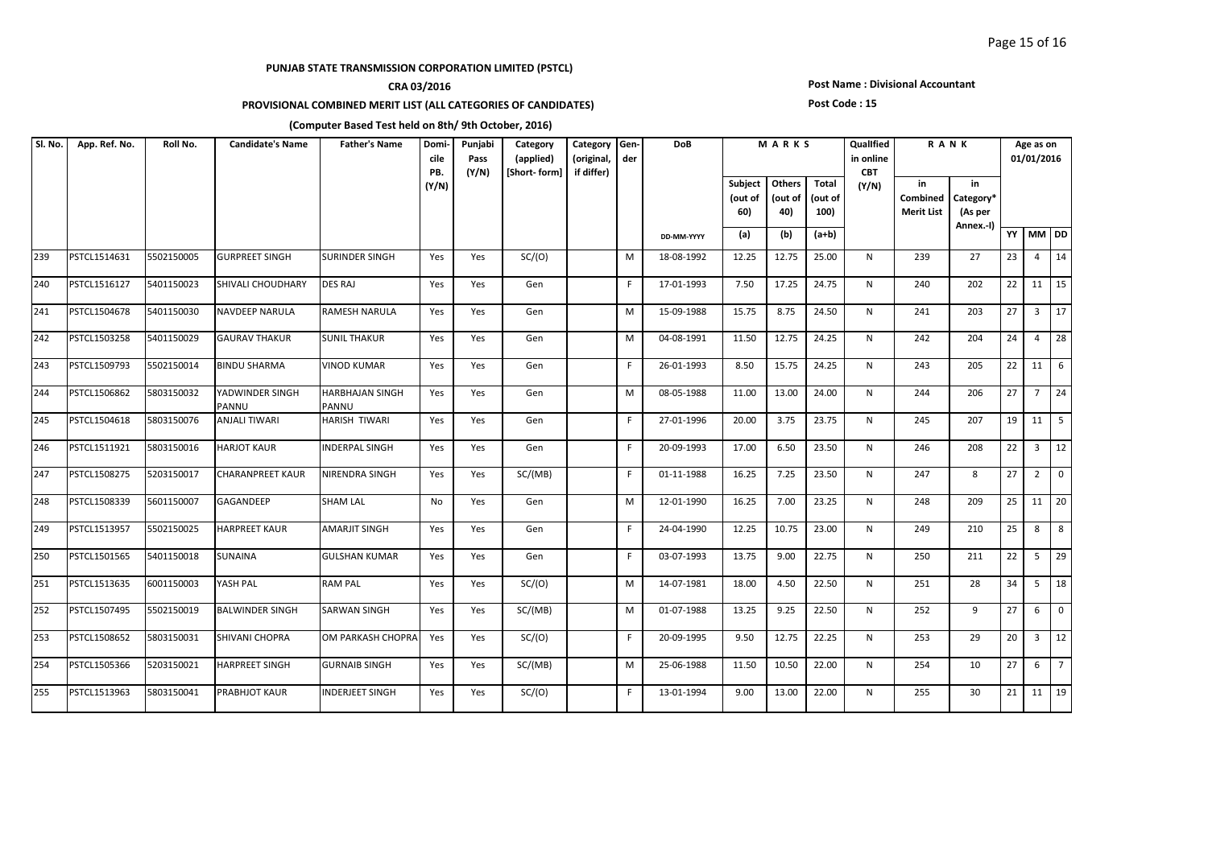**PUNJAB STATE TRANSMISSION CORPORATION LIMITED (PSTCL)**

**CRA 03/2016**

**PROVISIONAL COMBINED MERIT LIST (ALL CATEGORIES OF CANDIDATES)**

**(Computer Based Test held on 8th/ 9th October, 2016)**

**Post Name : Divisional Accountant**

**Post Code : 15**

| Sl. No. | App. Ref. No. | Roll No. | Candidate's Name | Father's Name | Domicile PB. (Y/N) | Punjabi Pass (Y/N) | Category (applied) [Short- form] | Category (original, if differ) | Gender | DoB | MARKS | | | Quallfied in online CBT (Y/N) | RANK | | Age as on 01/01/2016 | | |
|---|---|---|---|---|---|---|---|---|---|---|---|---|---|---|---|---|---|---|---|
| | | | | | | | | | | | Subject (out of 60) | Others (out of 40) | Total (out of 100) | | in Combined Merit List | in Category* (As per Annex.-I) | | | |
| | | | | | | | | | | DD-MM-YYYY | (a) | (b) | (a+b) | | | | YY | MM | DD |
| 239 | PSTCL1514631 | 5502150005 | GURPREET SINGH | SURINDER SINGH | Yes | Yes | SC/(O) | | M | 18-08-1992 | 12.25 | 12.75 | 25.00 | N | 239 | 27 | 23 | 4 | 14 |
| 240 | PSTCL1516127 | 5401150023 | SHIVALI CHOUDHARY | DES RAJ | Yes | Yes | Gen | | F | 17-01-1993 | 7.50 | 17.25 | 24.75 | N | 240 | 202 | 22 | 11 | 15 |
| 241 | PSTCL1504678 | 5401150030 | NAVDEEP NARULA | RAMESH NARULA | Yes | Yes | Gen | | M | 15-09-1988 | 15.75 | 8.75 | 24.50 | N | 241 | 203 | 27 | 3 | 17 |
| 242 | PSTCL1503258 | 5401150029 | GAURAV THAKUR | SUNIL THAKUR | Yes | Yes | Gen | | M | 04-08-1991 | 11.50 | 12.75 | 24.25 | N | 242 | 204 | 24 | 4 | 28 |
| 243 | PSTCL1509793 | 5502150014 | BINDU SHARMA | VINOD KUMAR | Yes | Yes | Gen | | F | 26-01-1993 | 8.50 | 15.75 | 24.25 | N | 243 | 205 | 22 | 11 | 6 |
| 244 | PSTCL1506862 | 5803150032 | YADWINDER SINGH PANNU | HARBHAJAN SINGH PANNU | Yes | Yes | Gen | | M | 08-05-1988 | 11.00 | 13.00 | 24.00 | N | 244 | 206 | 27 | 7 | 24 |
| 245 | PSTCL1504618 | 5803150076 | ANJALI TIWARI | HARISH TIWARI | Yes | Yes | Gen | | F | 27-01-1996 | 20.00 | 3.75 | 23.75 | N | 245 | 207 | 19 | 11 | 5 |
| 246 | PSTCL1511921 | 5803150016 | HARJOT KAUR | INDERPAL SINGH | Yes | Yes | Gen | | F | 20-09-1993 | 17.00 | 6.50 | 23.50 | N | 246 | 208 | 22 | 3 | 12 |
| 247 | PSTCL1508275 | 5203150017 | CHARANPREET KAUR | NIRENDRA SINGH | Yes | Yes | SC/(MB) | | F | 01-11-1988 | 16.25 | 7.25 | 23.50 | N | 247 | 8 | 27 | 2 | 0 |
| 248 | PSTCL1508339 | 5601150007 | GAGANDEEP | SHAM LAL | No | Yes | Gen | | M | 12-01-1990 | 16.25 | 7.00 | 23.25 | N | 248 | 209 | 25 | 11 | 20 |
| 249 | PSTCL1513957 | 5502150025 | HARPREET KAUR | AMARJIT SINGH | Yes | Yes | Gen | | F | 24-04-1990 | 12.25 | 10.75 | 23.00 | N | 249 | 210 | 25 | 8 | 8 |
| 250 | PSTCL1501565 | 5401150018 | SUNAINA | GULSHAN KUMAR | Yes | Yes | Gen | | F | 03-07-1993 | 13.75 | 9.00 | 22.75 | N | 250 | 211 | 22 | 5 | 29 |
| 251 | PSTCL1513635 | 6001150003 | YASH PAL | RAM PAL | Yes | Yes | SC/(O) | | M | 14-07-1981 | 18.00 | 4.50 | 22.50 | N | 251 | 28 | 34 | 5 | 18 |
| 252 | PSTCL1507495 | 5502150019 | BALWINDER SINGH | SARWAN SINGH | Yes | Yes | SC/(MB) | | M | 01-07-1988 | 13.25 | 9.25 | 22.50 | N | 252 | 9 | 27 | 6 | 0 |
| 253 | PSTCL1508652 | 5803150031 | SHIVANI CHOPRA | OM PARKASH CHOPRA | Yes | Yes | SC/(O) | | F | 20-09-1995 | 9.50 | 12.75 | 22.25 | N | 253 | 29 | 20 | 3 | 12 |
| 254 | PSTCL1505366 | 5203150021 | HARPREET SINGH | GURNAIB SINGH | Yes | Yes | SC/(MB) | | M | 25-06-1988 | 11.50 | 10.50 | 22.00 | N | 254 | 10 | 27 | 6 | 7 |
| 255 | PSTCL1513963 | 5803150041 | PRABHJOT KAUR | INDERJEET SINGH | Yes | Yes | SC/(O) | | F | 13-01-1994 | 9.00 | 13.00 | 22.00 | N | 255 | 30 | 21 | 11 | 19 |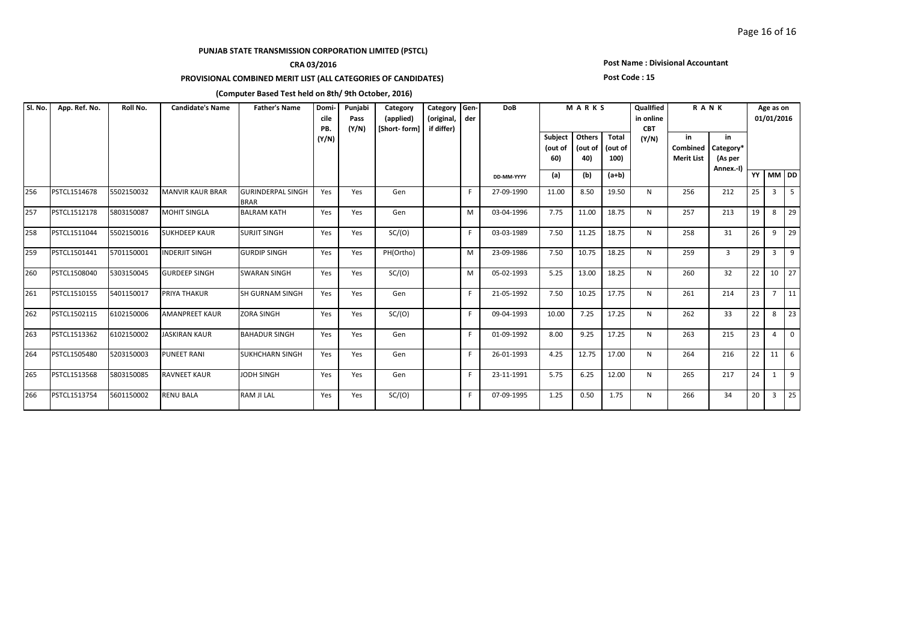**PUNJAB STATE TRANSMISSION CORPORATION LIMITED (PSTCL)**

**CRA 03/2016**

**PROVISIONAL COMBINED MERIT LIST (ALL CATEGORIES OF CANDIDATES)**

**(Computer Based Test held on 8th/ 9th October, 2016)**

**Post Name : Divisional Accountant**

**Post Code : 15**

| Sl. No. | App. Ref. No. | Roll No. | Candidate's Name | Father's Name | Domicile PB. (Y/N) | Punjabi Pass (Y/N) | Category (applied) [Short- form] | Category (original, if differ) | Gender | DoB | MARKS | | | Quallfied in online CBT (Y/N) | RANK | | Age as on 01/01/2016 | | |
|---|---|---|---|---|---|---|---|---|---|---|---|---|---|---|---|---|---|---|---|
| | | | | | | | | | | DD-MM-YYYY | Subject (out of 60) (a) | Others (out of 40) (b) | Total (out of 100) (a+b) | | in Combined Merit List | in Category* (As per Annex.-I) | YY | MM | DD |
| 256 | PSTCL1514678 | 5502150032 | MANVIR KAUR BRAR | GURINDERPAL SINGH BRAR | Yes | Yes | Gen | | F | 27-09-1990 | 11.00 | 8.50 | 19.50 | N | 256 | 212 | 25 | 3 | 5 |
| 257 | PSTCL1512178 | 5803150087 | MOHIT SINGLA | BALRAM KATH | Yes | Yes | Gen | | M | 03-04-1996 | 7.75 | 11.00 | 18.75 | N | 257 | 213 | 19 | 8 | 29 |
| 258 | PSTCL1511044 | 5502150016 | SUKHDEEP KAUR | SURJIT SINGH | Yes | Yes | SC/(O) | | F | 03-03-1989 | 7.50 | 11.25 | 18.75 | N | 258 | 31 | 26 | 9 | 29 |
| 259 | PSTCL1501441 | 5701150001 | INDERJIT SINGH | GURDIP SINGH | Yes | Yes | PH(Ortho) | | M | 23-09-1986 | 7.50 | 10.75 | 18.25 | N | 259 | 3 | 29 | 3 | 9 |
| 260 | PSTCL1508040 | 5303150045 | GURDEEP SINGH | SWARAN SINGH | Yes | Yes | SC/(O) | | M | 05-02-1993 | 5.25 | 13.00 | 18.25 | N | 260 | 32 | 22 | 10 | 27 |
| 261 | PSTCL1510155 | 5401150017 | PRIYA THAKUR | SH GURNAM SINGH | Yes | Yes | Gen | | F | 21-05-1992 | 7.50 | 10.25 | 17.75 | N | 261 | 214 | 23 | 7 | 11 |
| 262 | PSTCL1502115 | 6102150006 | AMANPREET KAUR | ZORA SINGH | Yes | Yes | SC/(O) | | F | 09-04-1993 | 10.00 | 7.25 | 17.25 | N | 262 | 33 | 22 | 8 | 23 |
| 263 | PSTCL1513362 | 6102150002 | JASKIRAN KAUR | BAHADUR SINGH | Yes | Yes | Gen | | F | 01-09-1992 | 8.00 | 9.25 | 17.25 | N | 263 | 215 | 23 | 4 | 0 |
| 264 | PSTCL1505480 | 5203150003 | PUNEET RANI | SUKHCHARN SINGH | Yes | Yes | Gen | | F | 26-01-1993 | 4.25 | 12.75 | 17.00 | N | 264 | 216 | 22 | 11 | 6 |
| 265 | PSTCL1513568 | 5803150085 | RAVNEET KAUR | JODH SINGH | Yes | Yes | Gen | | F | 23-11-1991 | 5.75 | 6.25 | 12.00 | N | 265 | 217 | 24 | 1 | 9 |
| 266 | PSTCL1513754 | 5601150002 | RENU BALA | RAM JI LAL | Yes | Yes | SC/(O) | | F | 07-09-1995 | 1.25 | 0.50 | 1.75 | N | 266 | 34 | 20 | 3 | 25 |